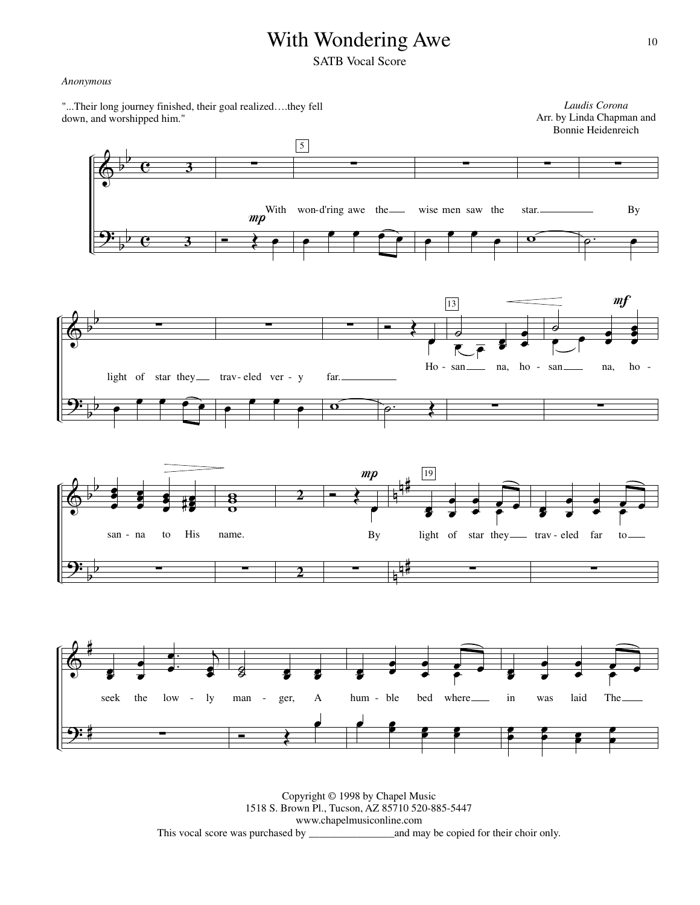# With Wondering Awe

SATB Vocal Score

*Anonymous*

"...Their long journey finished, their goal realized….they fell down, and worshipped him."

*Laudis Corona*
Arr. by Linda Chapman and
Bonnie Heidenreich

With won-d'ring awe the wise men saw the star. By light of star they trav-eled ver-y far. Ho-san-na, ho-san-na, ho-san-na to His name. By light of star they trav-eled far to seek the low-ly man-ger, A hum-ble bed where-in was laid The

Copyright © 1998 by Chapel Music
1518 S. Brown Pl., Tucson, AZ 85710 520-885-5447
www.chapelmusiconline.com
This vocal score was purchased by ________________and may be copied for their choir only.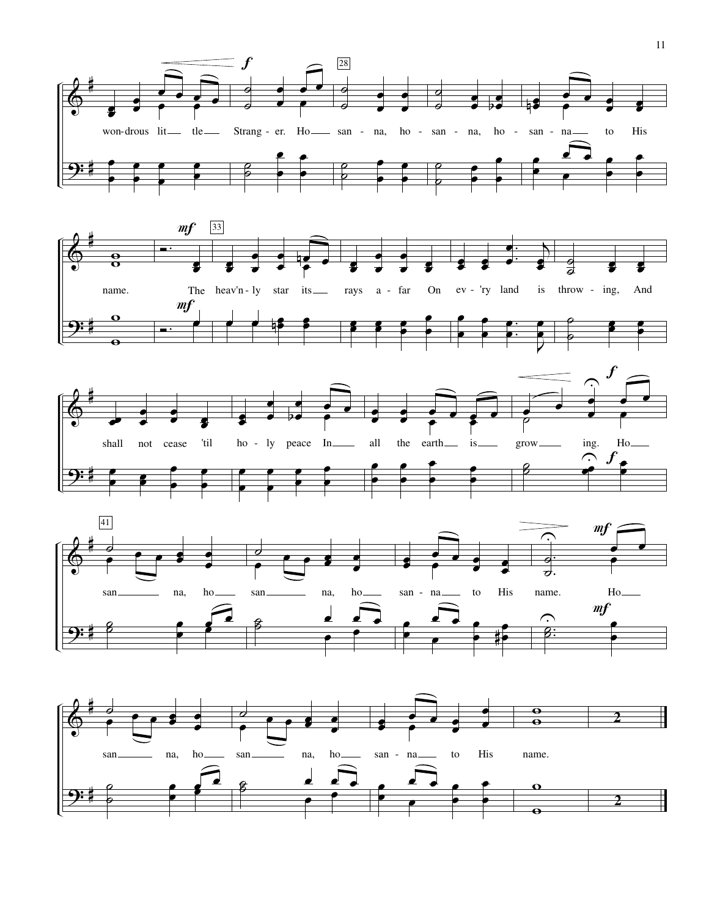won-drous lit — tle — Strang - er. Ho — san - na, ho - san - na, ho - san - na — to His

name. The heav'n - ly star its — rays a - far On ev - 'ry land is throw - ing, And

shall not cease 'til ho - ly peace In — all the earth — is — grow — ing. Ho —

san — na, ho — san — na, ho — san - na — to His name. Ho —

san — na, ho — san — na, ho — san - na — to His name.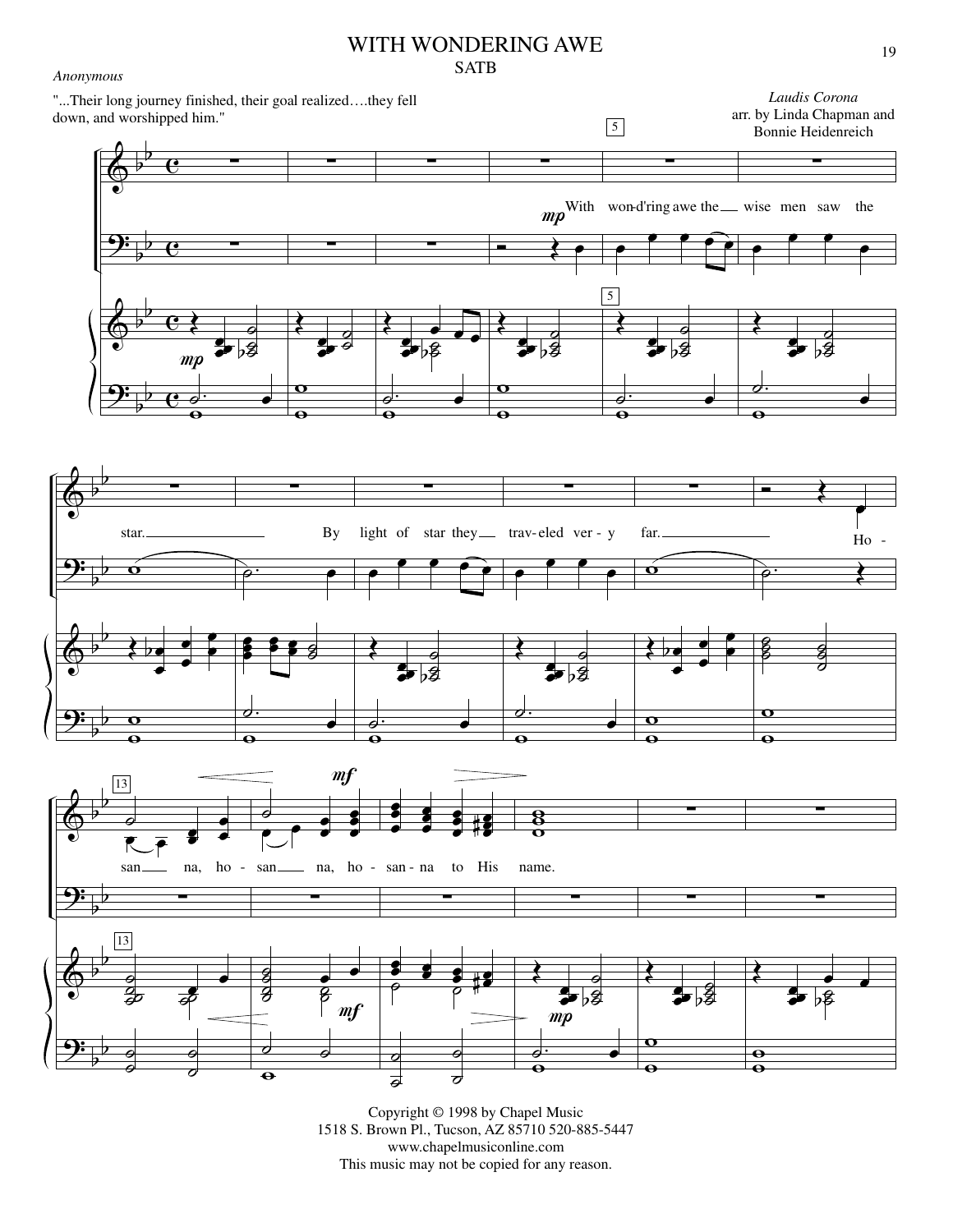# WITH WONDERING AWE

SATB

*Anonymous*

"...Their long journey finished, their goal realized….they fell down, and worshipped him."

*Laudis Corona*

arr. by Linda Chapman and Bonnie Heidenreich

With wond'ring awe the wise men saw the star. By light of star they trav-eled ver-y far. Ho-san-na, ho-san-na, ho-san-na to His name.

Copyright © 1998 by Chapel Music
1518 S. Brown Pl., Tucson, AZ 85710 520-885-5447
www.chapelmusiconline.com
This music may not be copied for any reason.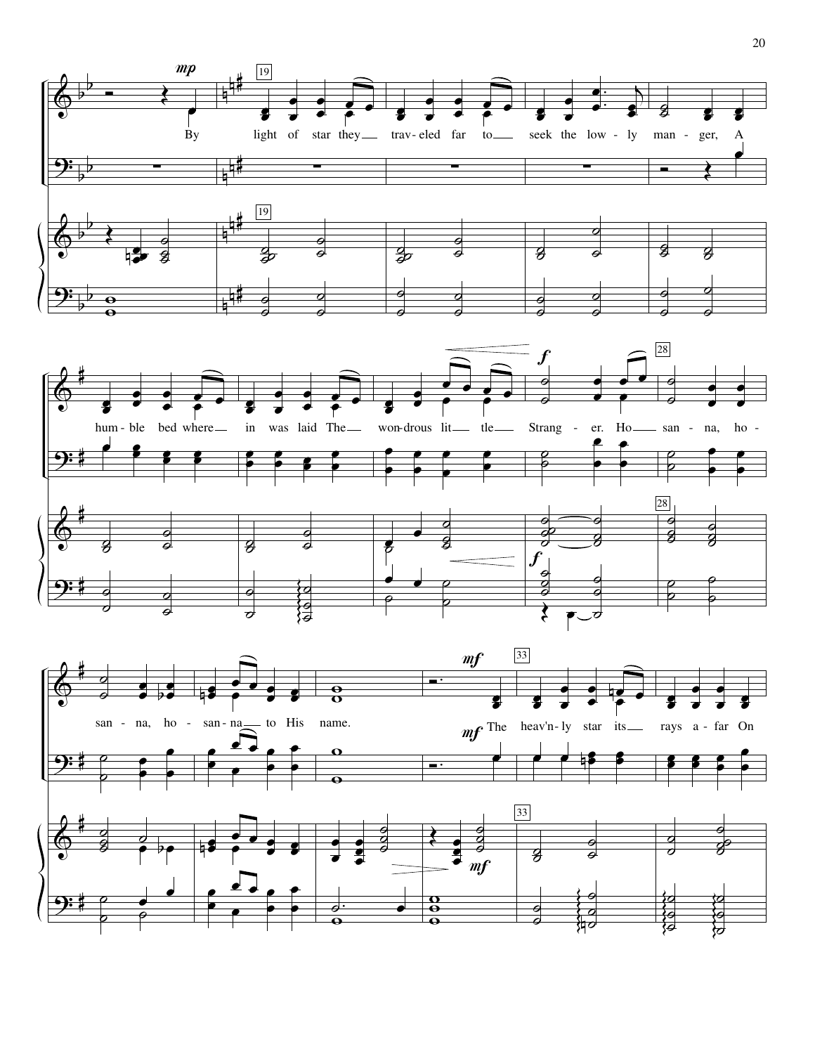By light of star they traveled far to seek the lowly manger, A humble bed where in was laid The wondrous little Stranger. Hosanna, hosanna, hosanna to His name.

The heav'nly star its rays afar On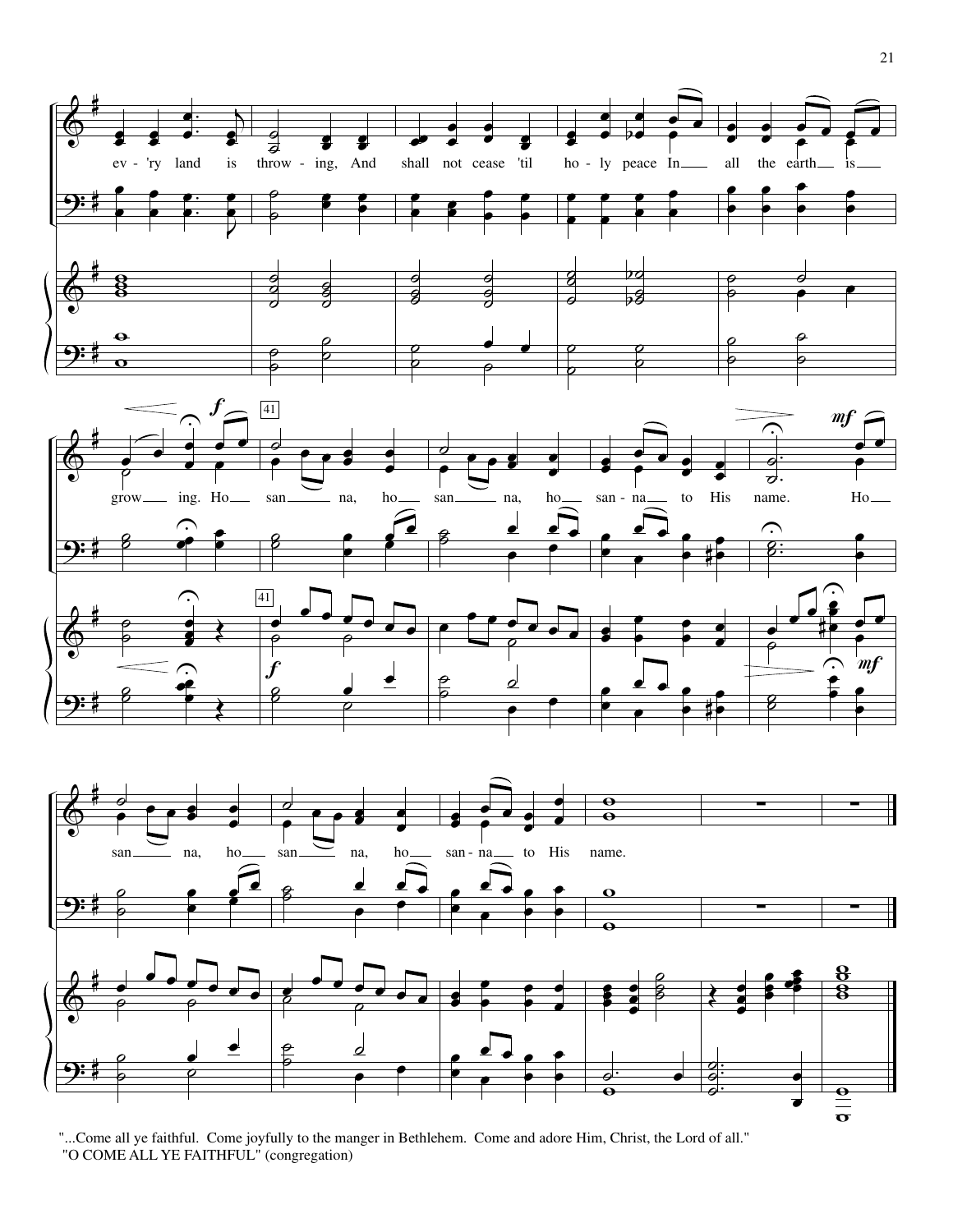"...Come all ye faithful. Come joyfully to the manger in Bethlehem. Come and adore Him, Christ, the Lord of all."
"O COME ALL YE FAITHFUL" (congregation)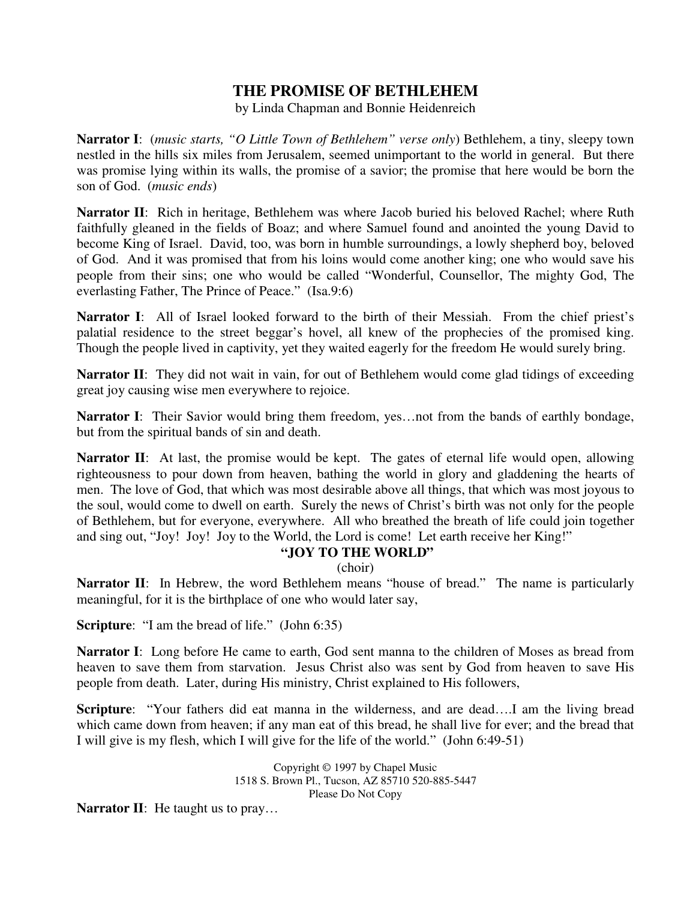# THE PROMISE OF BETHLEHEM

by Linda Chapman and Bonnie Heidenreich

**Narrator I**: (*music starts, "O Little Town of Bethlehem" verse only*) Bethlehem, a tiny, sleepy town nestled in the hills six miles from Jerusalem, seemed unimportant to the world in general. But there was promise lying within its walls, the promise of a savior; the promise that here would be born the son of God. (*music ends*)

**Narrator II**: Rich in heritage, Bethlehem was where Jacob buried his beloved Rachel; where Ruth faithfully gleaned in the fields of Boaz; and where Samuel found and anointed the young David to become King of Israel. David, too, was born in humble surroundings, a lowly shepherd boy, beloved of God. And it was promised that from his loins would come another king; one who would save his people from their sins; one who would be called "Wonderful, Counsellor, The mighty God, The everlasting Father, The Prince of Peace." (Isa.9:6)

**Narrator I**: All of Israel looked forward to the birth of their Messiah. From the chief priest's palatial residence to the street beggar's hovel, all knew of the prophecies of the promised king. Though the people lived in captivity, yet they waited eagerly for the freedom He would surely bring.

**Narrator II**: They did not wait in vain, for out of Bethlehem would come glad tidings of exceeding great joy causing wise men everywhere to rejoice.

**Narrator I**: Their Savior would bring them freedom, yes…not from the bands of earthly bondage, but from the spiritual bands of sin and death.

**Narrator II**: At last, the promise would be kept. The gates of eternal life would open, allowing righteousness to pour down from heaven, bathing the world in glory and gladdening the hearts of men. The love of God, that which was most desirable above all things, that which was most joyous to the soul, would come to dwell on earth. Surely the news of Christ's birth was not only for the people of Bethlehem, but for everyone, everywhere. All who breathed the breath of life could join together and sing out, "Joy! Joy! Joy to the World, the Lord is come! Let earth receive her King!"

**"JOY TO THE WORLD"**

(choir)

**Narrator II**: In Hebrew, the word Bethlehem means "house of bread." The name is particularly meaningful, for it is the birthplace of one who would later say,

**Scripture**: "I am the bread of life." (John 6:35)

**Narrator I**: Long before He came to earth, God sent manna to the children of Moses as bread from heaven to save them from starvation. Jesus Christ also was sent by God from heaven to save His people from death. Later, during His ministry, Christ explained to His followers,

**Scripture**: "Your fathers did eat manna in the wilderness, and are dead….I am the living bread which came down from heaven; if any man eat of this bread, he shall live for ever; and the bread that I will give is my flesh, which I will give for the life of the world." (John 6:49-51)

Copyright © 1997 by Chapel Music
1518 S. Brown Pl., Tucson, AZ 85710 520-885-5447
Please Do Not Copy

**Narrator II**: He taught us to pray…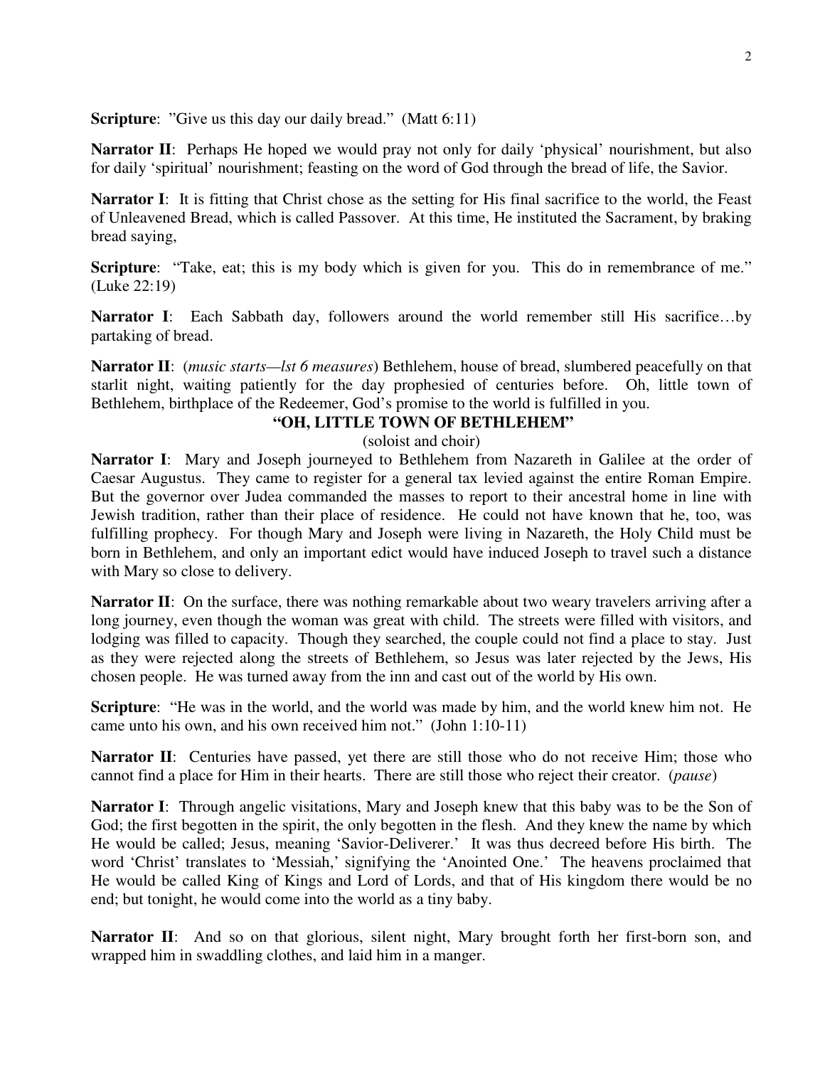**Scripture**: "Give us this day our daily bread." (Matt 6:11)

**Narrator II**: Perhaps He hoped we would pray not only for daily 'physical' nourishment, but also for daily 'spiritual' nourishment; feasting on the word of God through the bread of life, the Savior.

**Narrator I**: It is fitting that Christ chose as the setting for His final sacrifice to the world, the Feast of Unleavened Bread, which is called Passover. At this time, He instituted the Sacrament, by braking bread saying,

**Scripture**: "Take, eat; this is my body which is given for you. This do in remembrance of me." (Luke 22:19)

**Narrator I**: Each Sabbath day, followers around the world remember still His sacrifice…by partaking of bread.

**Narrator II**: (*music starts—lst 6 measures*) Bethlehem, house of bread, slumbered peacefully on that starlit night, waiting patiently for the day prophesied of centuries before. Oh, little town of Bethlehem, birthplace of the Redeemer, God's promise to the world is fulfilled in you.

**"OH, LITTLE TOWN OF BETHLEHEM"**

(soloist and choir)

**Narrator I**: Mary and Joseph journeyed to Bethlehem from Nazareth in Galilee at the order of Caesar Augustus. They came to register for a general tax levied against the entire Roman Empire. But the governor over Judea commanded the masses to report to their ancestral home in line with Jewish tradition, rather than their place of residence. He could not have known that he, too, was fulfilling prophecy. For though Mary and Joseph were living in Nazareth, the Holy Child must be born in Bethlehem, and only an important edict would have induced Joseph to travel such a distance with Mary so close to delivery.

**Narrator II**: On the surface, there was nothing remarkable about two weary travelers arriving after a long journey, even though the woman was great with child. The streets were filled with visitors, and lodging was filled to capacity. Though they searched, the couple could not find a place to stay. Just as they were rejected along the streets of Bethlehem, so Jesus was later rejected by the Jews, His chosen people. He was turned away from the inn and cast out of the world by His own.

**Scripture**: "He was in the world, and the world was made by him, and the world knew him not. He came unto his own, and his own received him not." (John 1:10-11)

**Narrator II**: Centuries have passed, yet there are still those who do not receive Him; those who cannot find a place for Him in their hearts. There are still those who reject their creator. (*pause*)

**Narrator I**: Through angelic visitations, Mary and Joseph knew that this baby was to be the Son of God; the first begotten in the spirit, the only begotten in the flesh. And they knew the name by which He would be called; Jesus, meaning 'Savior-Deliverer.' It was thus decreed before His birth. The word 'Christ' translates to 'Messiah,' signifying the 'Anointed One.' The heavens proclaimed that He would be called King of Kings and Lord of Lords, and that of His kingdom there would be no end; but tonight, he would come into the world as a tiny baby.

**Narrator II**: And so on that glorious, silent night, Mary brought forth her first-born son, and wrapped him in swaddling clothes, and laid him in a manger.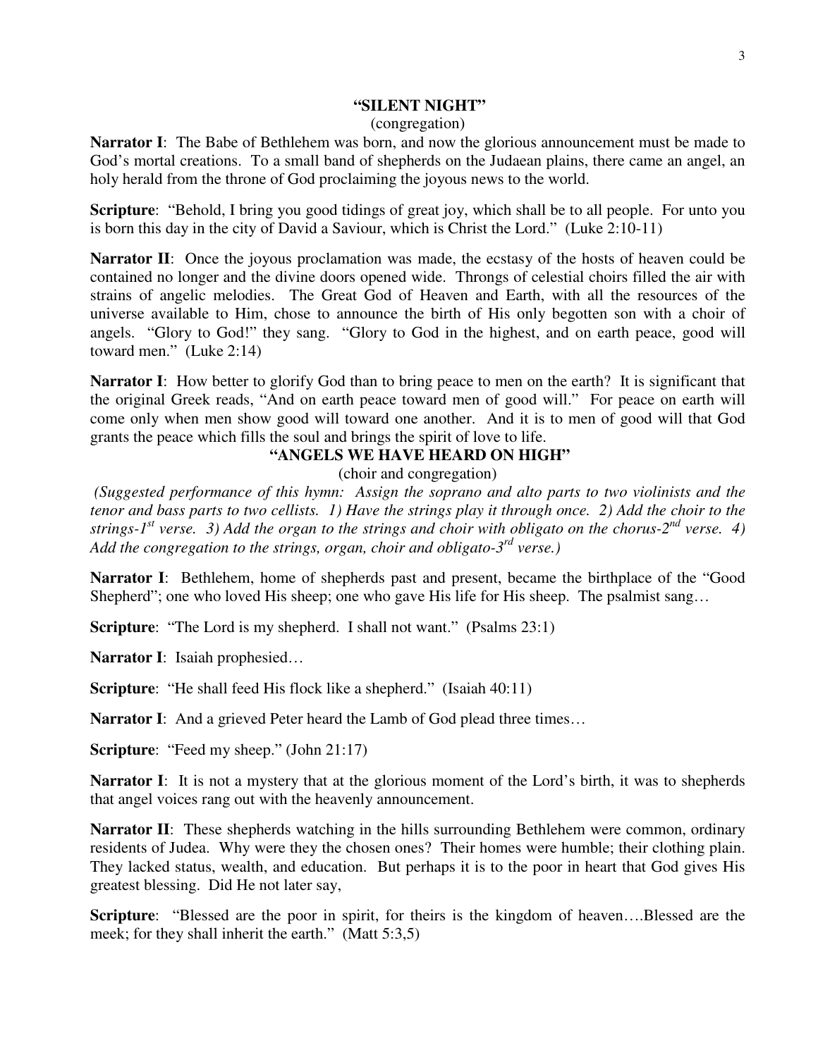**"SILENT NIGHT"**

(congregation)

**Narrator I**: The Babe of Bethlehem was born, and now the glorious announcement must be made to God's mortal creations. To a small band of shepherds on the Judaean plains, there came an angel, an holy herald from the throne of God proclaiming the joyous news to the world.

**Scripture**: "Behold, I bring you good tidings of great joy, which shall be to all people. For unto you is born this day in the city of David a Saviour, which is Christ the Lord." (Luke 2:10-11)

**Narrator II**: Once the joyous proclamation was made, the ecstasy of the hosts of heaven could be contained no longer and the divine doors opened wide. Throngs of celestial choirs filled the air with strains of angelic melodies. The Great God of Heaven and Earth, with all the resources of the universe available to Him, chose to announce the birth of His only begotten son with a choir of angels. "Glory to God!" they sang. "Glory to God in the highest, and on earth peace, good will toward men." (Luke 2:14)

**Narrator I**: How better to glorify God than to bring peace to men on the earth? It is significant that the original Greek reads, "And on earth peace toward men of good will." For peace on earth will come only when men show good will toward one another. And it is to men of good will that God grants the peace which fills the soul and brings the spirit of love to life.

**"ANGELS WE HAVE HEARD ON HIGH"**

(choir and congregation)

*(Suggested performance of this hymn: Assign the soprano and alto parts to two violinists and the tenor and bass parts to two cellists. 1) Have the strings play it through once. 2) Add the choir to the strings-1st verse. 3) Add the organ to the strings and choir with obligato on the chorus-2nd verse. 4) Add the congregation to the strings, organ, choir and obligato-3rd verse.)*

**Narrator I**: Bethlehem, home of shepherds past and present, became the birthplace of the "Good Shepherd"; one who loved His sheep; one who gave His life for His sheep. The psalmist sang…

**Scripture**: "The Lord is my shepherd. I shall not want." (Psalms 23:1)

**Narrator I**: Isaiah prophesied…

**Scripture**: "He shall feed His flock like a shepherd." (Isaiah 40:11)

**Narrator I**: And a grieved Peter heard the Lamb of God plead three times…

**Scripture**: "Feed my sheep." (John 21:17)

**Narrator I**: It is not a mystery that at the glorious moment of the Lord's birth, it was to shepherds that angel voices rang out with the heavenly announcement.

**Narrator II**: These shepherds watching in the hills surrounding Bethlehem were common, ordinary residents of Judea. Why were they the chosen ones? Their homes were humble; their clothing plain. They lacked status, wealth, and education. But perhaps it is to the poor in heart that God gives His greatest blessing. Did He not later say,

**Scripture**: "Blessed are the poor in spirit, for theirs is the kingdom of heaven….Blessed are the meek; for they shall inherit the earth." (Matt 5:3,5)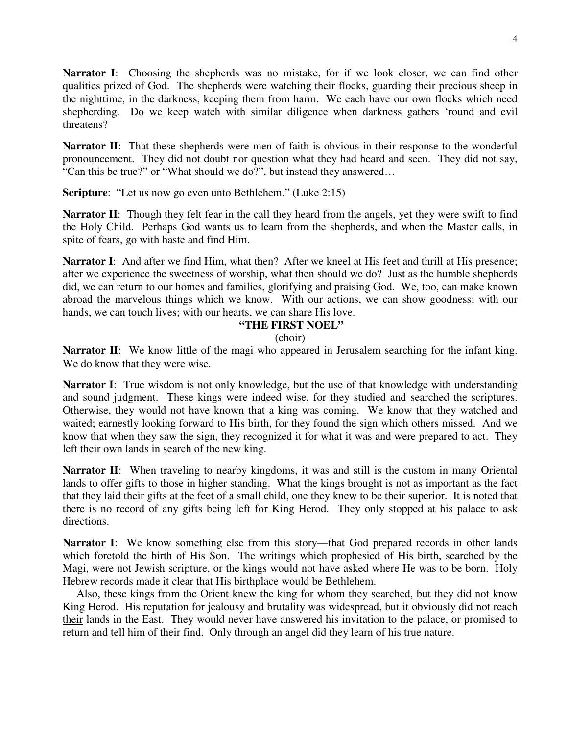**Narrator I**: Choosing the shepherds was no mistake, for if we look closer, we can find other qualities prized of God. The shepherds were watching their flocks, guarding their precious sheep in the nighttime, in the darkness, keeping them from harm. We each have our own flocks which need shepherding. Do we keep watch with similar diligence when darkness gathers 'round and evil threatens?

**Narrator II**: That these shepherds were men of faith is obvious in their response to the wonderful pronouncement. They did not doubt nor question what they had heard and seen. They did not say, "Can this be true?" or "What should we do?", but instead they answered…

**Scripture**: "Let us now go even unto Bethlehem." (Luke 2:15)

**Narrator II**: Though they felt fear in the call they heard from the angels, yet they were swift to find the Holy Child. Perhaps God wants us to learn from the shepherds, and when the Master calls, in spite of fears, go with haste and find Him.

**Narrator I**: And after we find Him, what then? After we kneel at His feet and thrill at His presence; after we experience the sweetness of worship, what then should we do? Just as the humble shepherds did, we can return to our homes and families, glorifying and praising God. We, too, can make known abroad the marvelous things which we know. With our actions, we can show goodness; with our hands, we can touch lives; with our hearts, we can share His love.

**"THE FIRST NOEL"**

(choir)

**Narrator II**: We know little of the magi who appeared in Jerusalem searching for the infant king. We do know that they were wise.

**Narrator I**: True wisdom is not only knowledge, but the use of that knowledge with understanding and sound judgment. These kings were indeed wise, for they studied and searched the scriptures. Otherwise, they would not have known that a king was coming. We know that they watched and waited; earnestly looking forward to His birth, for they found the sign which others missed. And we know that when they saw the sign, they recognized it for what it was and were prepared to act. They left their own lands in search of the new king.

**Narrator II**: When traveling to nearby kingdoms, it was and still is the custom in many Oriental lands to offer gifts to those in higher standing. What the kings brought is not as important as the fact that they laid their gifts at the feet of a small child, one they knew to be their superior. It is noted that there is no record of any gifts being left for King Herod. They only stopped at his palace to ask directions.

**Narrator I**: We know something else from this story—that God prepared records in other lands which foretold the birth of His Son. The writings which prophesied of His birth, searched by the Magi, were not Jewish scripture, or the kings would not have asked where He was to be born. Holy Hebrew records made it clear that His birthplace would be Bethlehem.

Also, these kings from the Orient knew the king for whom they searched, but they did not know King Herod. His reputation for jealousy and brutality was widespread, but it obviously did not reach their lands in the East. They would never have answered his invitation to the palace, or promised to return and tell him of their find. Only through an angel did they learn of his true nature.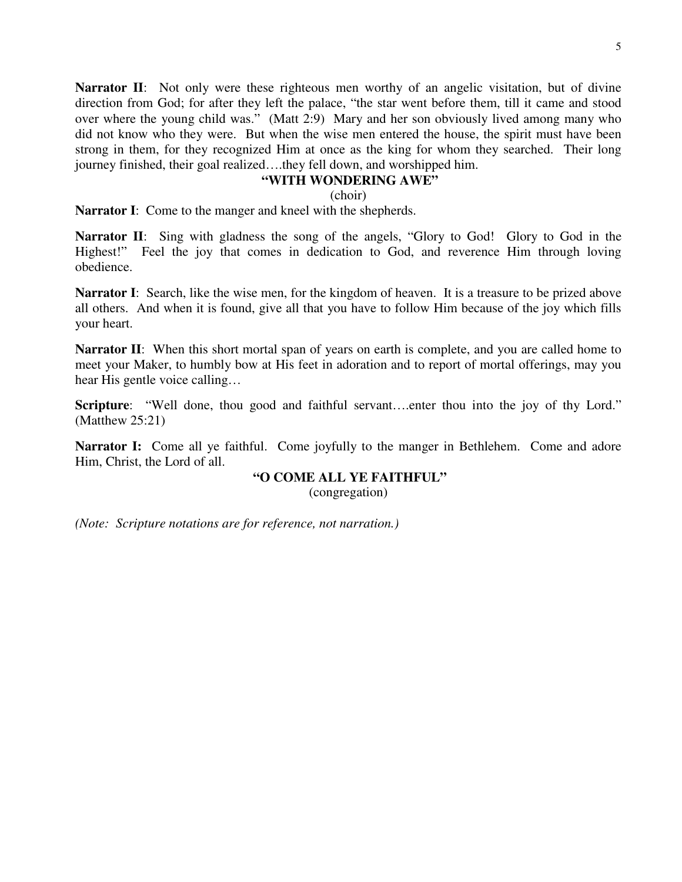**Narrator II**: Not only were these righteous men worthy of an angelic visitation, but of divine direction from God; for after they left the palace, "the star went before them, till it came and stood over where the young child was." (Matt 2:9) Mary and her son obviously lived among many who did not know who they were. But when the wise men entered the house, the spirit must have been strong in them, for they recognized Him at once as the king for whom they searched. Their long journey finished, their goal realized….they fell down, and worshipped him.

**"WITH WONDERING AWE"**

(choir)

**Narrator I**: Come to the manger and kneel with the shepherds.

**Narrator II**: Sing with gladness the song of the angels, "Glory to God! Glory to God in the Highest!" Feel the joy that comes in dedication to God, and reverence Him through loving obedience.

**Narrator I**: Search, like the wise men, for the kingdom of heaven. It is a treasure to be prized above all others. And when it is found, give all that you have to follow Him because of the joy which fills your heart.

**Narrator II**: When this short mortal span of years on earth is complete, and you are called home to meet your Maker, to humbly bow at His feet in adoration and to report of mortal offerings, may you hear His gentle voice calling…

**Scripture**: "Well done, thou good and faithful servant….enter thou into the joy of thy Lord." (Matthew 25:21)

**Narrator I:** Come all ye faithful. Come joyfully to the manger in Bethlehem. Come and adore Him, Christ, the Lord of all.

**"O COME ALL YE FAITHFUL"**

(congregation)

*(Note: Scripture notations are for reference, not narration.)*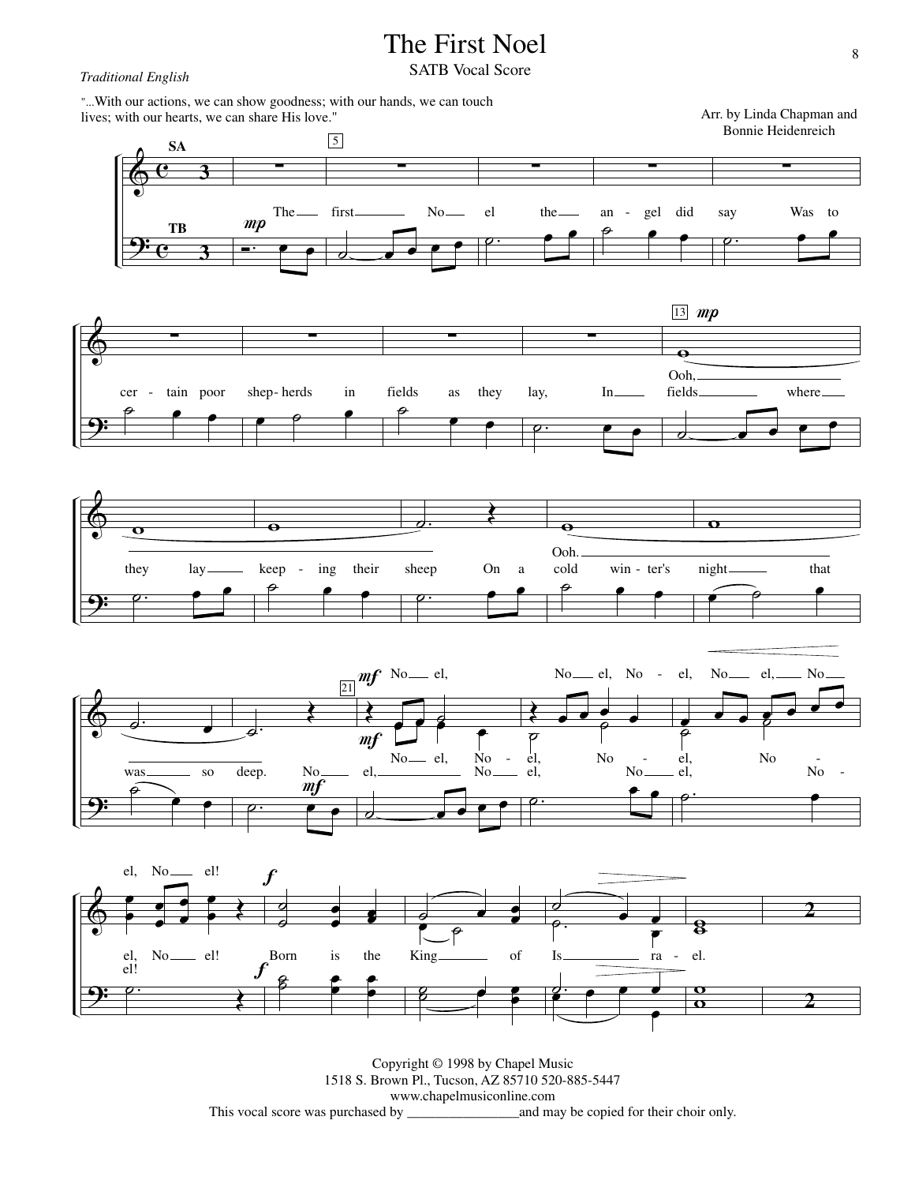# The First Noel

SATB Vocal Score

*Traditional English*

"...With our actions, we can show goodness; with our hands, we can touch lives; with our hearts, we can share His love."

Arr. by Linda Chapman and Bonnie Heidenreich

Copyright © 1998 by Chapel Music
1518 S. Brown Pl., Tucson, AZ 85710 520-885-5447
www.chapelmusiconline.com
This vocal score was purchased by ________________and may be copied for their choir only.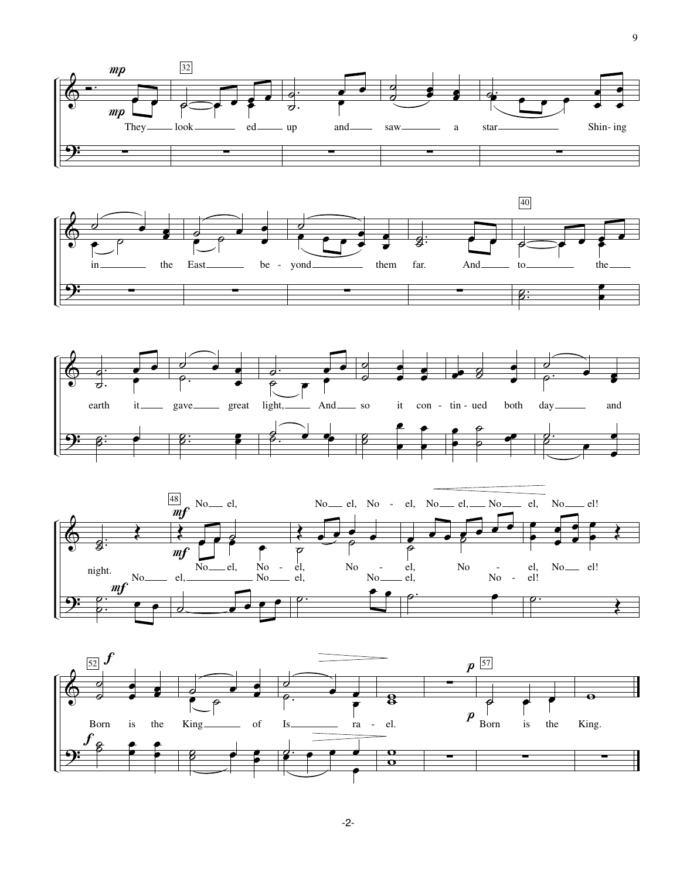*mp*

They look ed up and saw a star Shin- ing

in the East be - yond them far. And to the

earth it gave great light, And so it con - tin - ued both day and

night.

*mf*

No el, No el, No - el, No el, No el, No el!

No el, No - el, No - el, No - el, No el!

No el, No el, No el, No - el!

*f*

Born is the King of Is ra - el.

*p*

Born is the King.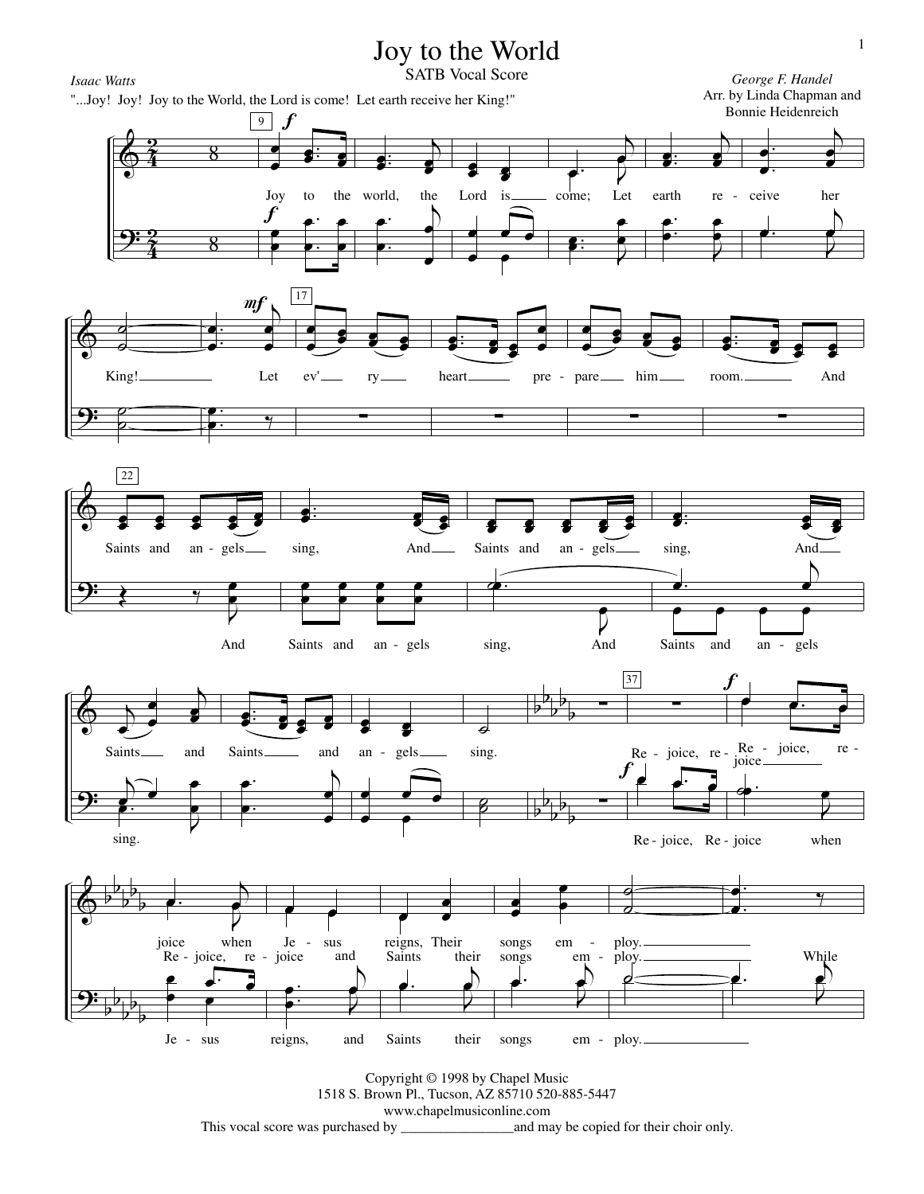# Joy to the World

SATB Vocal Score

*Isaac Watts*

"...Joy! Joy! Joy to the World, the Lord is come! Let earth receive her King!"

*George F. Handel*
Arr. by Linda Chapman and Bonnie Heidenreich

Joy to the world, the Lord is come; Let earth re - ceive her King! Let ev' ry heart pre - pare him room. And Saints and an - gels sing, And Saints and an - gels sing, And Saints and Saints and an - gels sing.

And Saints and an - gels sing, And Saints and an - gels sing.

Re - joice, re - joice, re - joice when Je - sus reigns, Their songs em - ploy.

Re - joice, re - joice and Saints their songs em - ploy. While

Re - joice, Re - joice when Je - sus reigns, and Saints their songs em - ploy.

Copyright © 1998 by Chapel Music
1518 S. Brown Pl., Tucson, AZ 85710 520-885-5447
www.chapelmusiconline.com
This vocal score was purchased by ________________and may be copied for their choir only.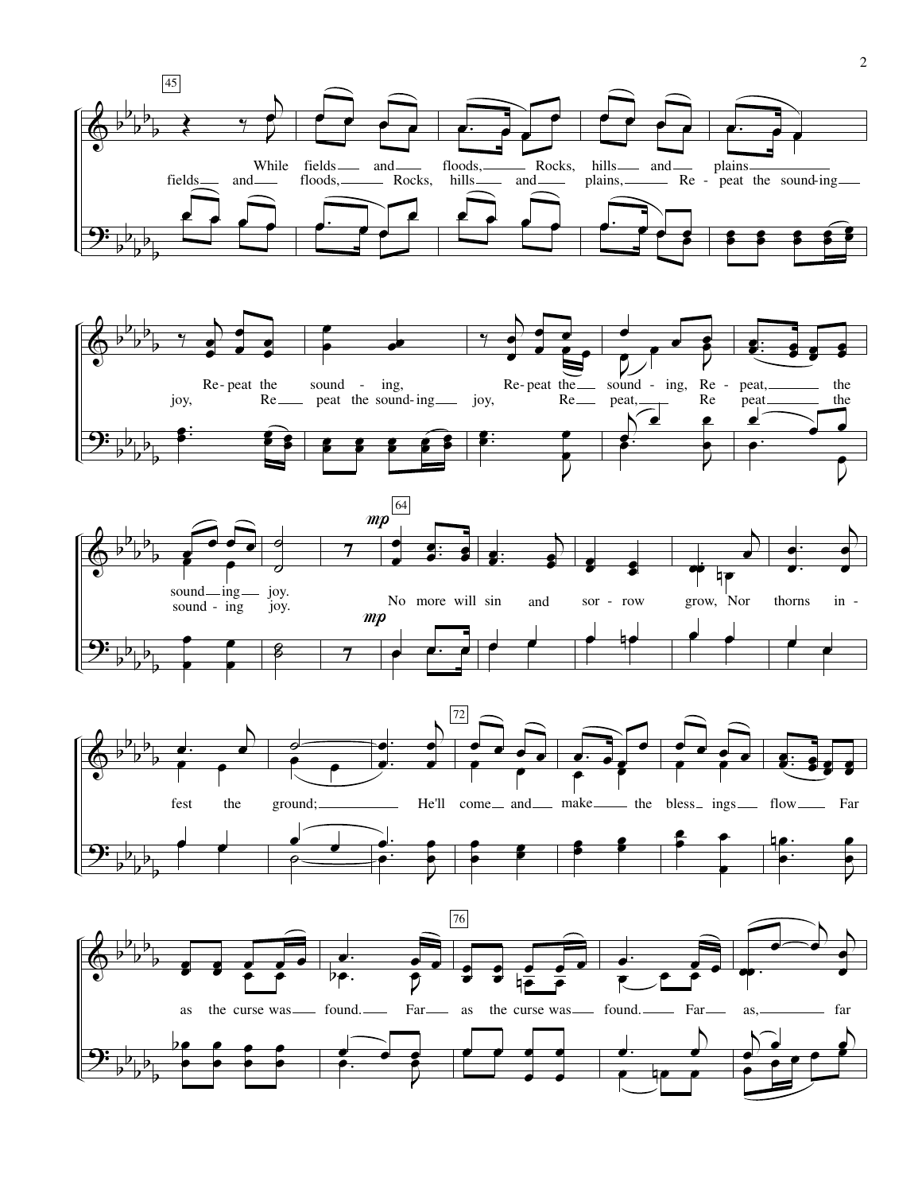45

While fields and floods, Rocks, hills and plains
fields and floods, Rocks, hills and plains, Re - peat the sound-ing

Re-peat the sound - ing, Re-peat the sound - ing, Re - peat, the
joy, Re peat the sound-ing joy, Re peat, Re peat the

64

*mp*

sound ing joy. No more will sin and sor - row grow, Nor thorns in -
sound - ing joy.

72

fest the ground; He'll come and make the bless - ings flow Far

76

as the curse was found. Far as the curse was found. Far as, far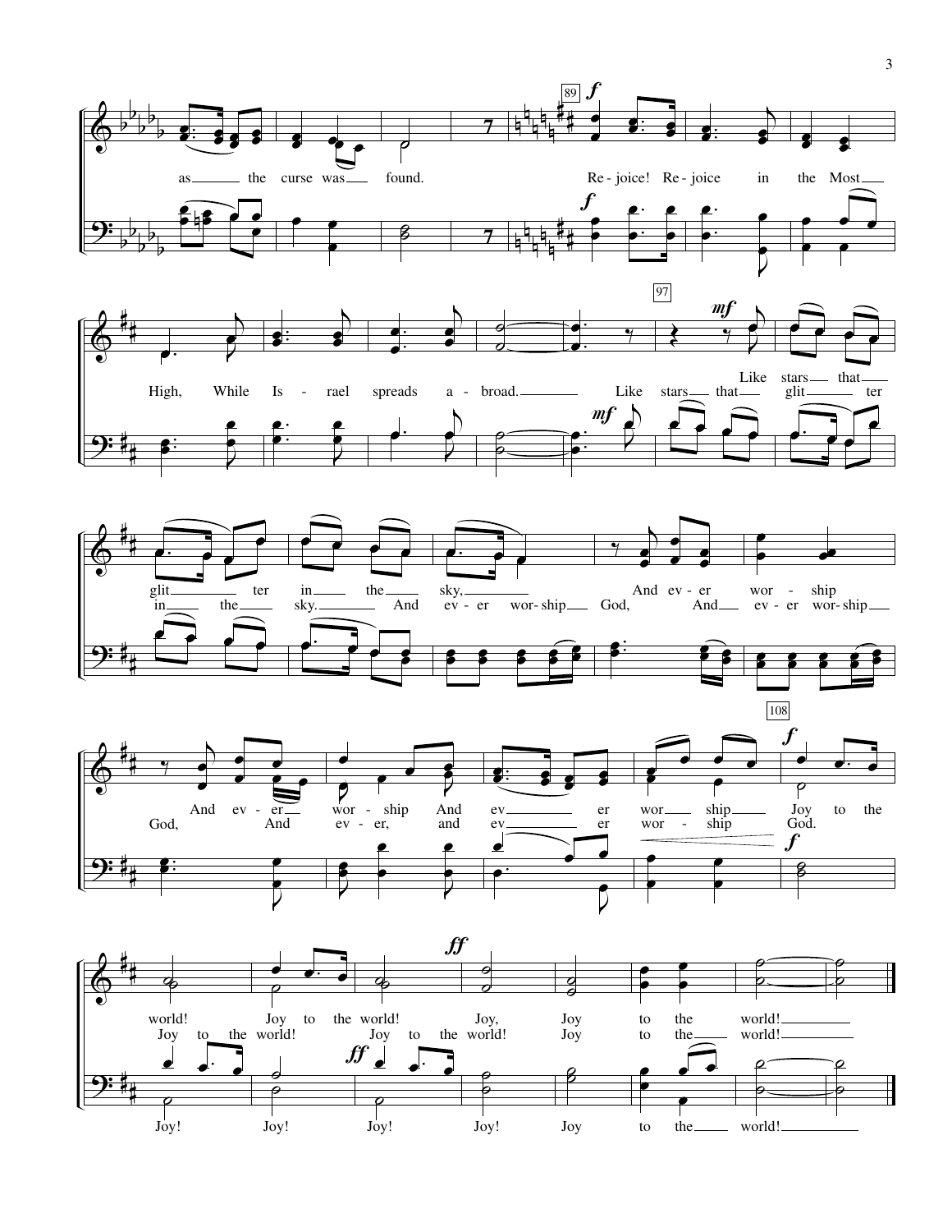as the curse was found.

89 *f*

Re - joice! Re - joice in the Most High, While Is - rael spreads a - broad.

97 *mf*

Like stars that glit - ter in the sky,

Like stars that glit - ter in the sky.

And ev - er wor - ship God,

And ev - er wor - ship

And ev - er wor - ship God,

And ev - er wor - ship

And ev - er, and ev - er wor - ship

And ev - er wor - ship

108 *f*

Joy to the world! Joy to the world!

God. Joy to the world! Joy to the world!

*ff*

Joy, Joy to the world!

Joy to the world!

Joy! Joy! Joy! Joy! Joy to the world!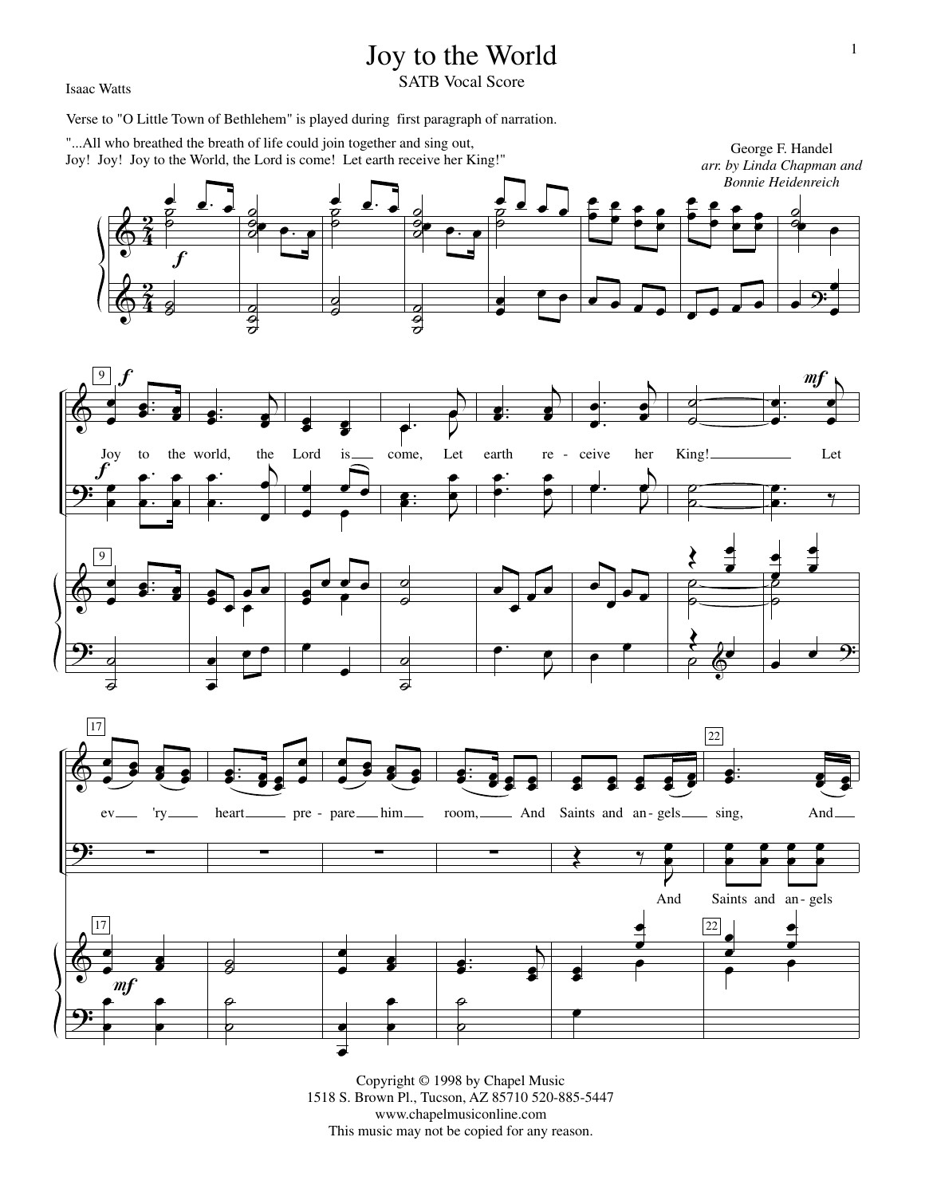# Joy to the World

SATB Vocal Score

Isaac Watts

Verse to "O Little Town of Bethlehem" is played during first paragraph of narration.

"...All who breathed the breath of life could join together and sing out, Joy! Joy! Joy to the World, the Lord is come! Let earth receive her King!"

George F. Handel

*arr. by Linda Chapman and Bonnie Heidenreich*

Joy to the world, the Lord is come, Let earth re - ceive her King! Let

ev 'ry heart pre - pare him room, And Saints and an - gels sing, And

And Saints and an - gels

Copyright © 1998 by Chapel Music
1518 S. Brown Pl., Tucson, AZ 85710 520-885-5447
www.chapelmusiconline.com
This music may not be copied for any reason.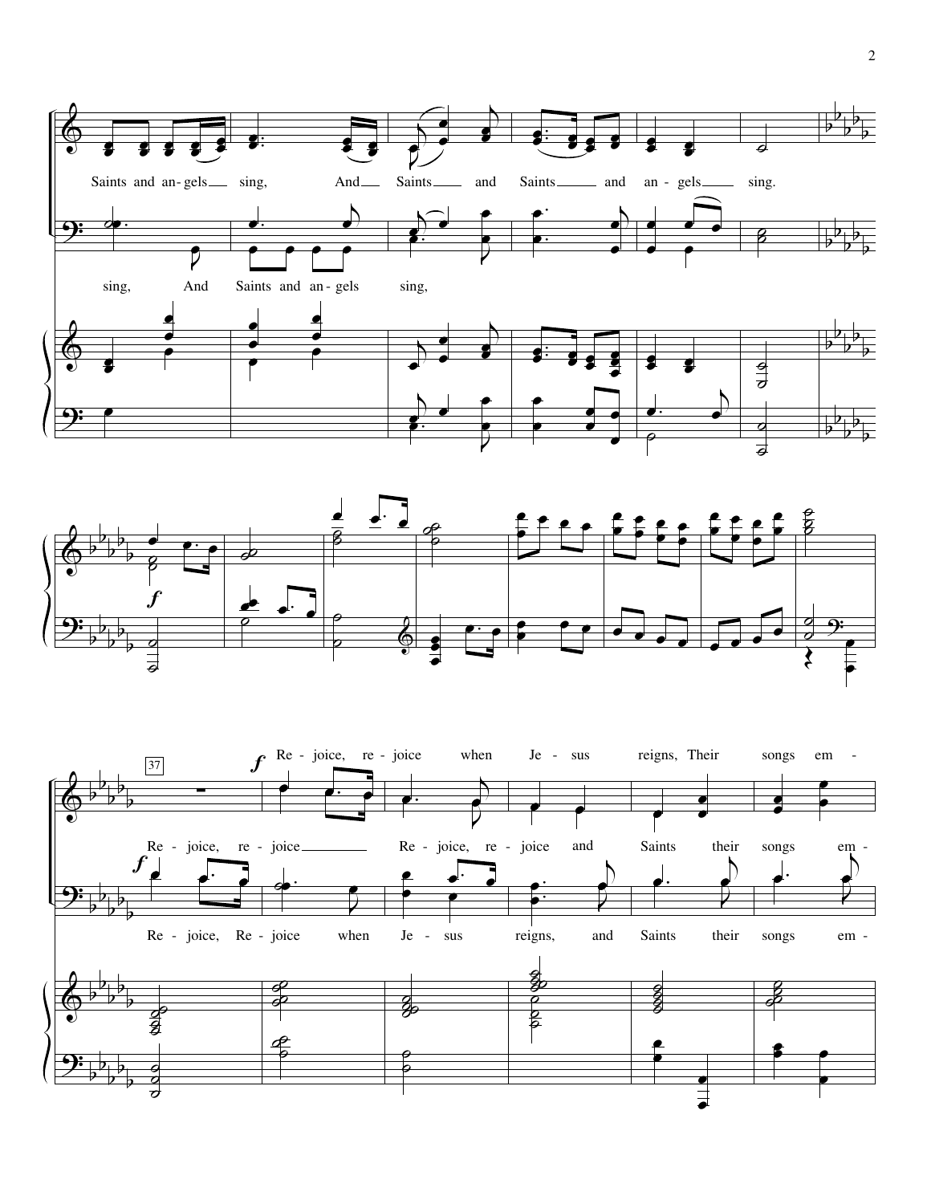Saints and an - gels sing, And Saints and Saints and an - gels sing.

sing, And Saints and an - gels sing,

37

*f* Re - joice, re - joice when Je - sus reigns, Their songs em -

Re - joice, re - joice Re - joice, re - joice and Saints their songs em -

*f*

Re - joice, Re - joice when Je - sus reigns, and Saints their songs em -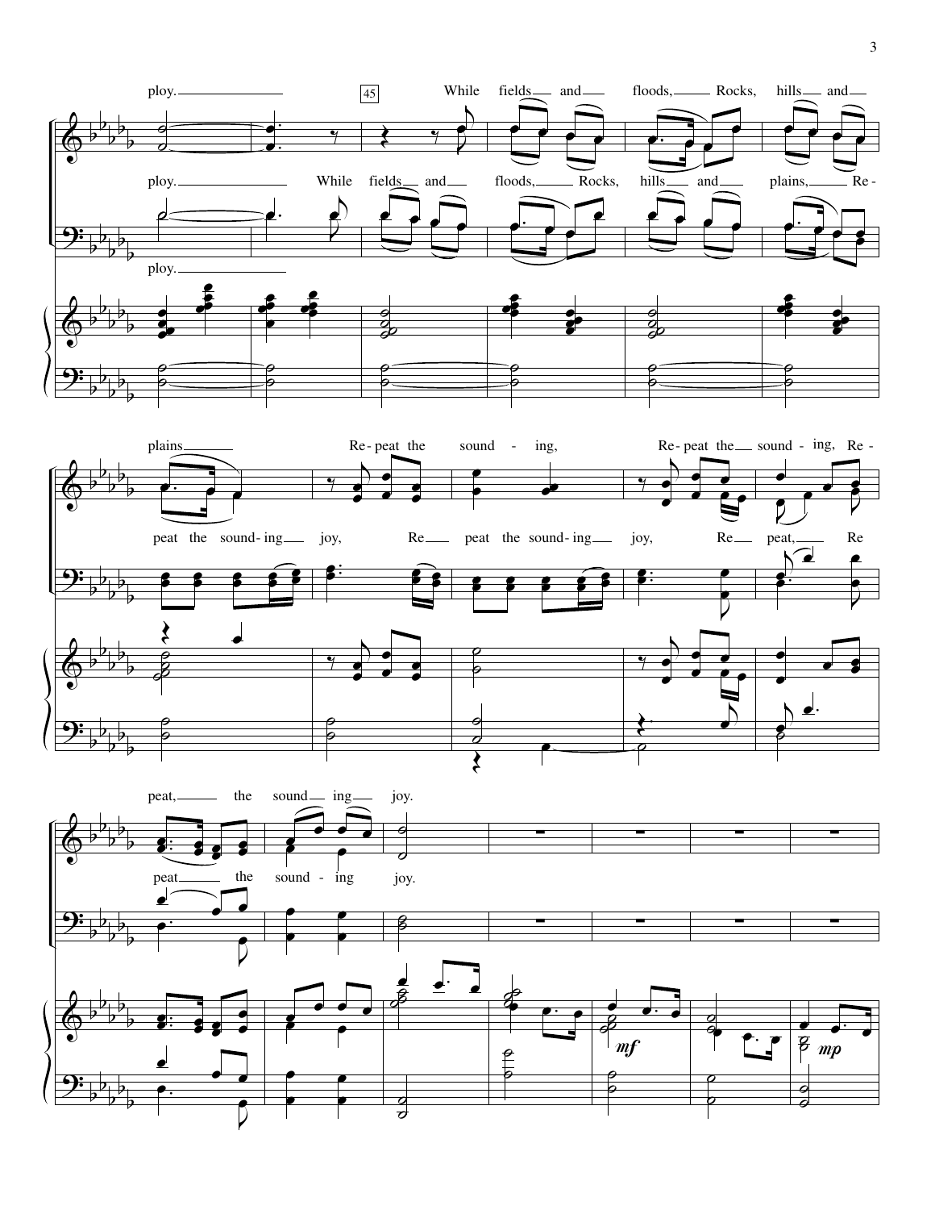ploy. 45 While fields and floods, Rocks, hills and

ploy. While fields and floods, Rocks, hills and plains, Re-

ploy.

plains Re-peat the sound - ing, Re-peat the sound - ing, Re -

peat the sound-ing joy, Re peat the sound-ing joy, Re peat, Re

peat, the sound ing joy.

peat the sound - ing joy.

*mf*

*mp*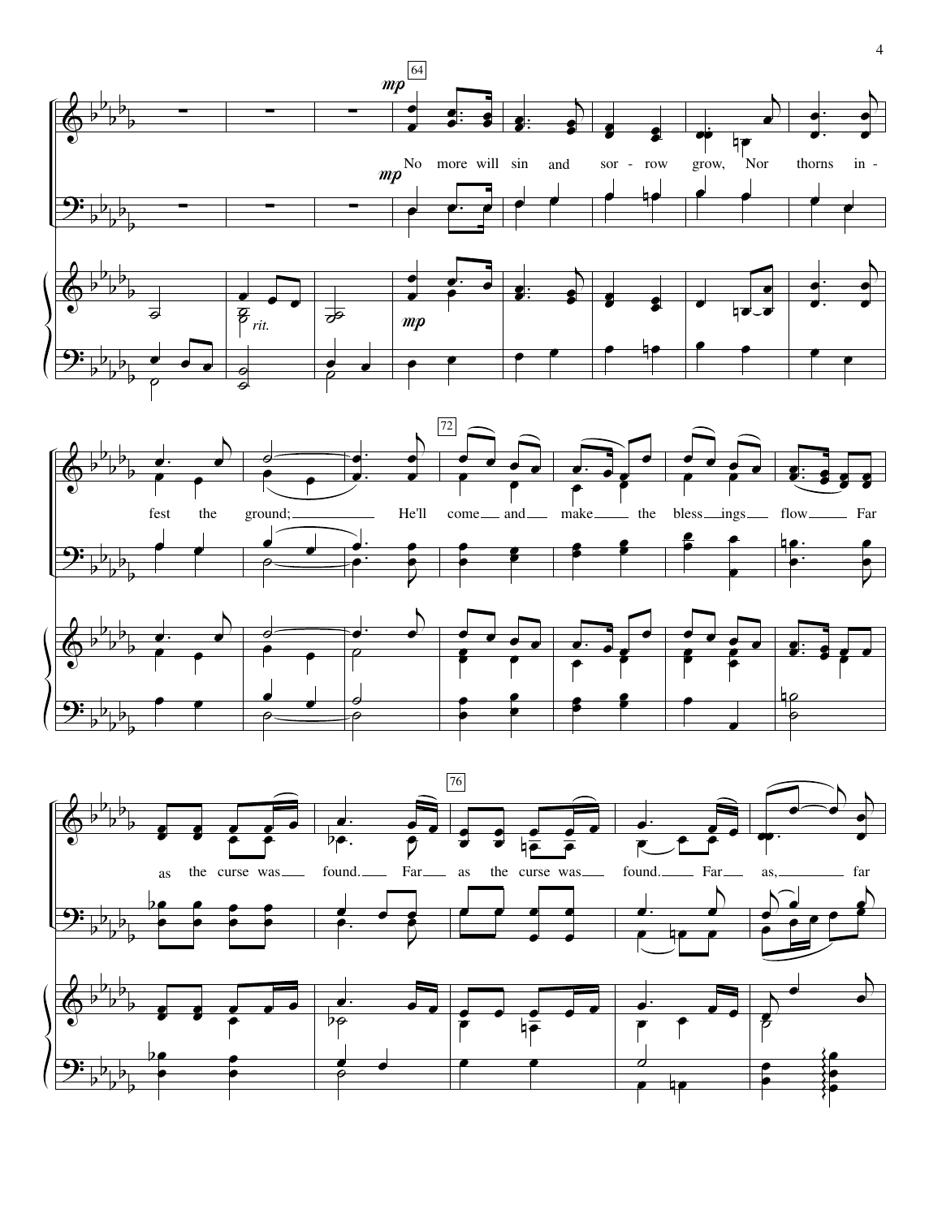No more will sin and sor - row grow, Nor thorns in - fest the ground; He'll come and make the bless - ings flow Far as the curse was found. Far as the curse was found. Far as, far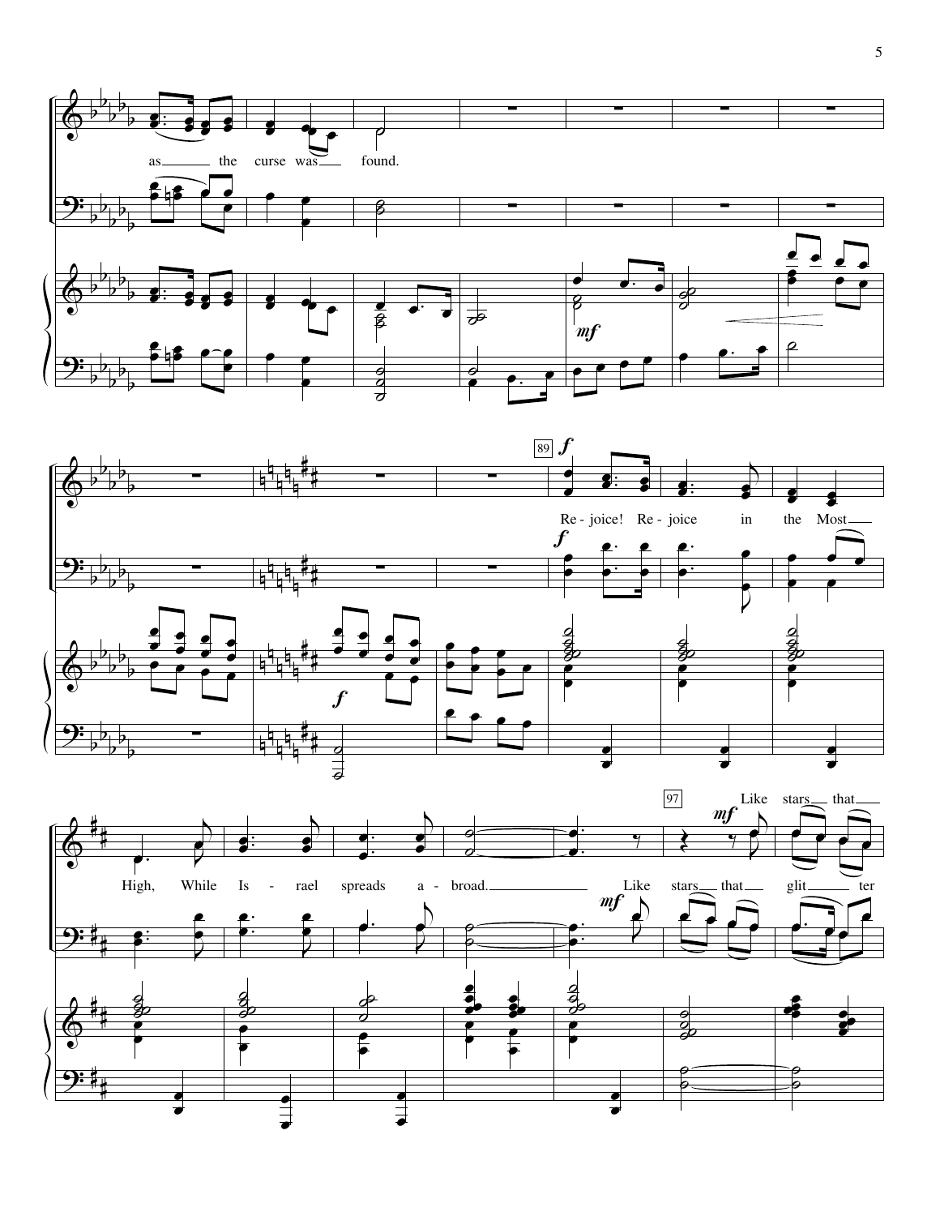as the curse was found.

89 *f*

Re - joice! Re - joice in the Most High, While Is - rael spreads a - broad.

97 *mf*

Like stars that glit ter

Like stars that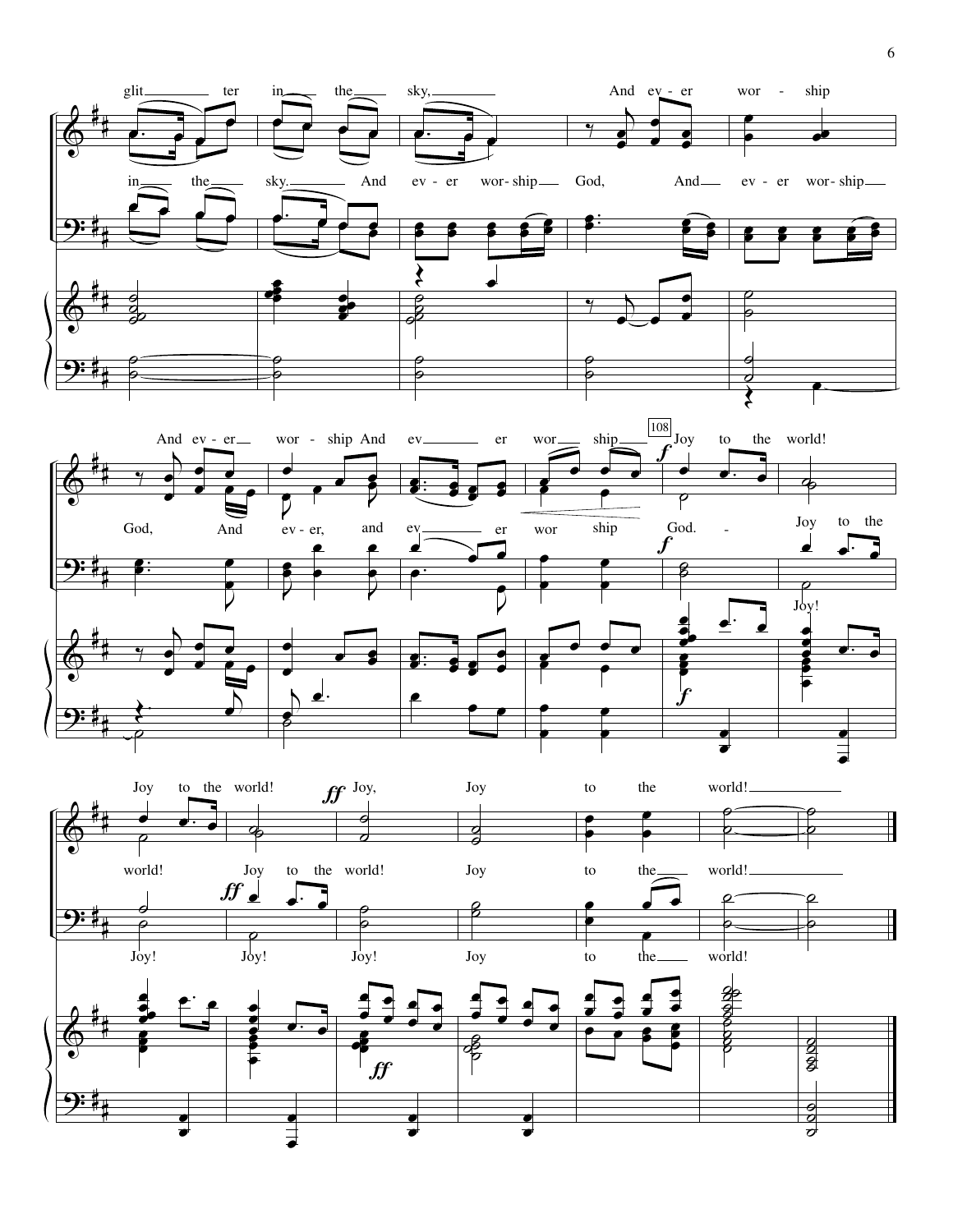glit - ter in the sky, And ev - er wor - ship

in the sky. And ev - er wor - ship God, And ev - er wor - ship

And ev - er wor - ship And ev - er wor - ship 108 Joy to the world!

God, And ev - er, and ev - er wor - ship God. - Joy to the

Joy!

Joy to the world! Joy, Joy to the world!

world! Joy to the world! Joy to the world!

Joy! Joy! Joy! Joy to the world!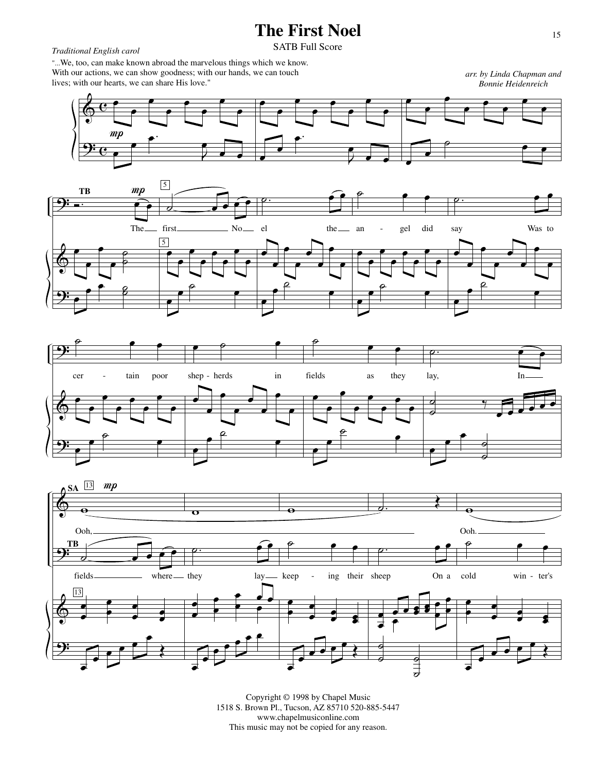# The First Noel

SATB Full Score

*Traditional English carol*

"...We, too, can make known abroad the marvelous things which we know. With our actions, we can show goodness; with our hands, we can touch lives; with our hearts, we can share His love."

arr. by Linda Chapman and Bonnie Heidenreich

Copyright © 1998 by Chapel Music
1518 S. Brown Pl., Tucson, AZ 85710 520-885-5447
www.chapelmusiconline.com
This music may not be copied for any reason.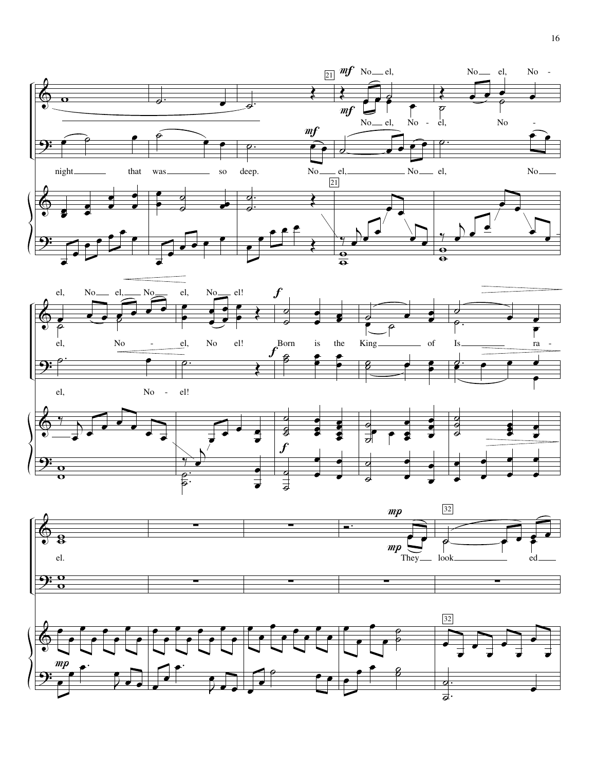21

*mf* No el, No el, No - el, No el, No el, No el, No - el, No el!

*mf* No el, No - el, No - el, No - el, No el!

night that was so deep. No el, No el, No el, No - el, No - el!

*mf*

*f* Born is the King of Is ra - el.

32

*mp* They look ed

*mp*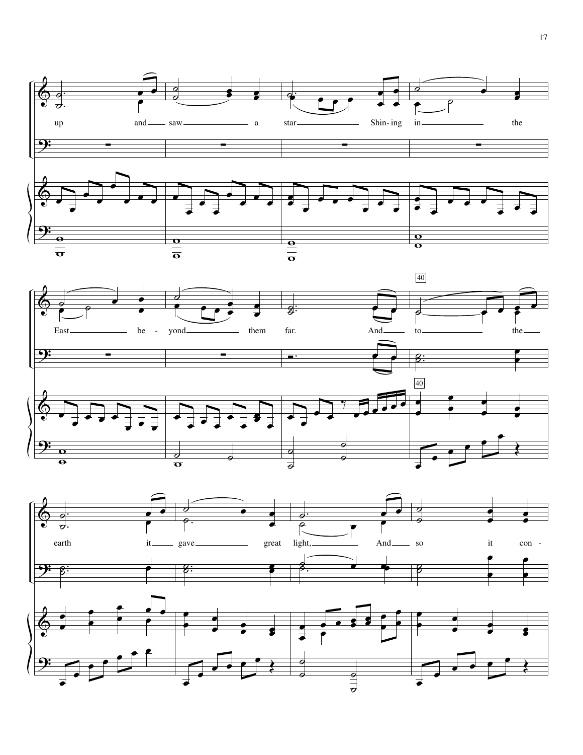up and saw a star Shining in the

East be - yond them far. And to the

earth it gave great light, And so it con -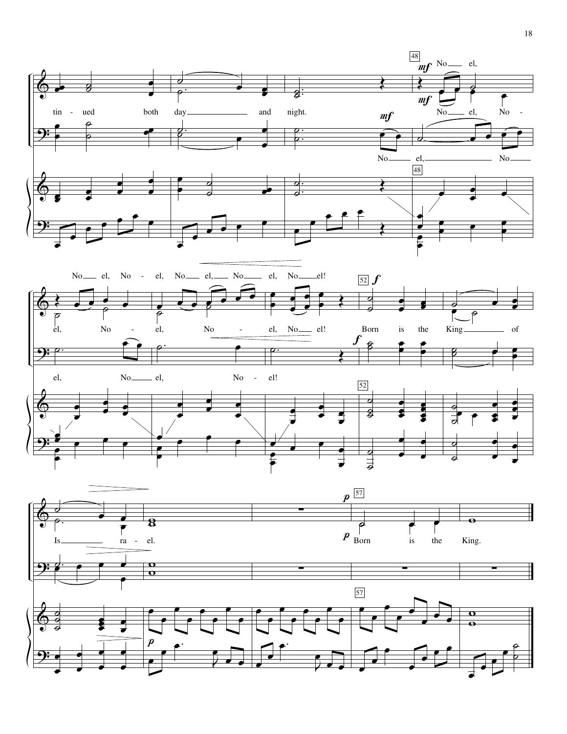tin - ued both day and night.

No el, No - el, No - el, No el, No el, No el!

el, No - el, No - el, No el!

Born is the King of Is ra - el.

Born is the King.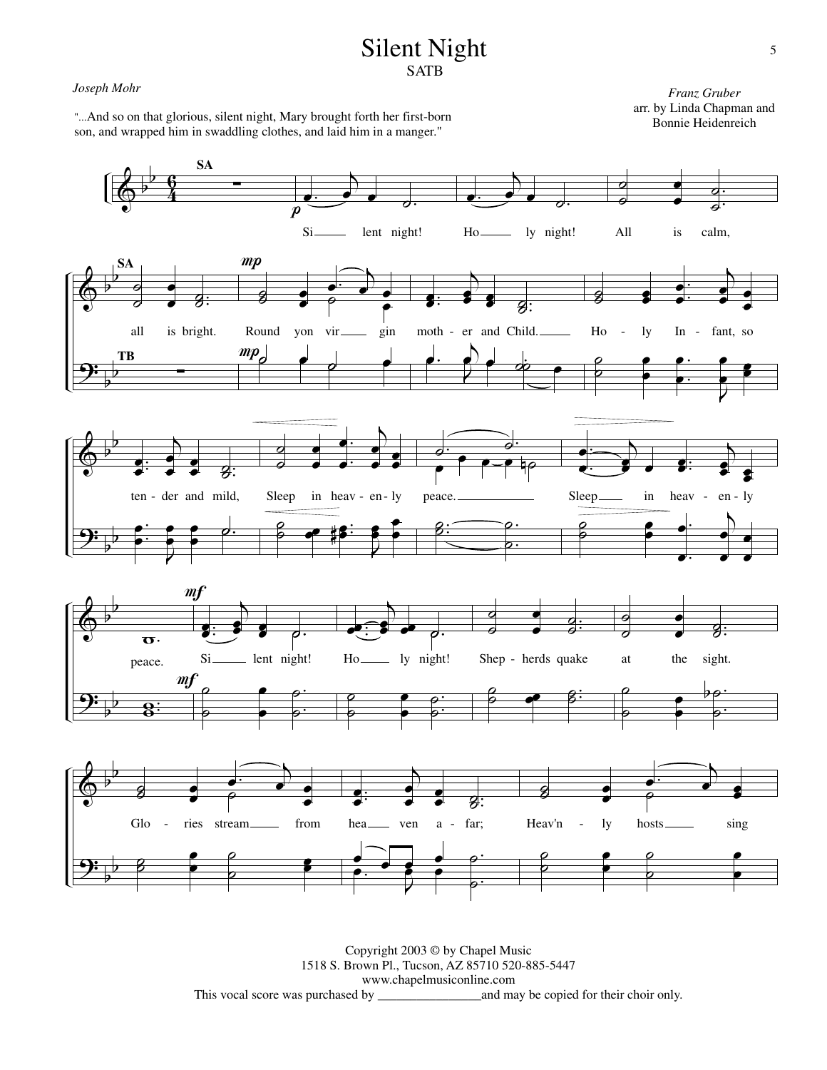# Silent Night

SATB

*Joseph Mohr*

*Franz Gruber*
*arr. by Linda Chapman and Bonnie Heidenreich*

"...And so on that glorious, silent night, Mary brought forth her first-born son, and wrapped him in swaddling clothes, and laid him in a manger."

Si - lent night! Ho - ly night! All is calm, all is bright. Round yon vir - gin moth - er and Child. Ho - ly In - fant, so ten - der and mild, Sleep in heav - en - ly peace. Sleep in heav - en - ly peace. Si - lent night! Ho - ly night! Shep - herds quake at the sight. Glo - ries stream from hea - ven a - far; Heav'n - ly hosts sing

Copyright 2003 © by Chapel Music
1518 S. Brown Pl., Tucson, AZ 85710 520-885-5447
www.chapelmusiconline.com
This vocal score was purchased by ________________and may be copied for their choir only.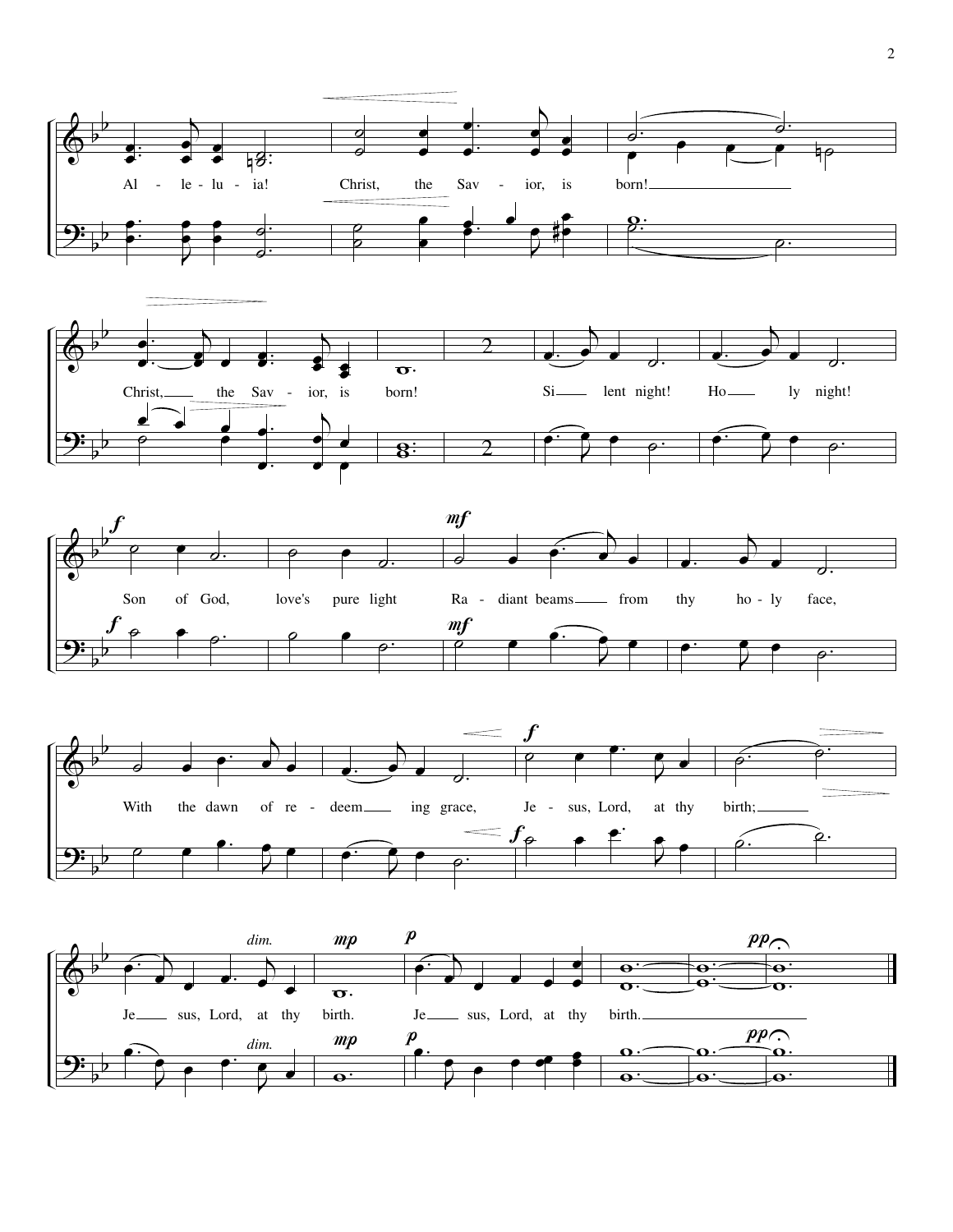Al - le - lu - ia! Christ, the Sav - ior, is born!

Christ, the Sav - ior, is born! Si lent night! Ho ly night!

Son of God, love's pure light Ra - diant beams from thy ho - ly face,

With the dawn of re - deem ing grace, Je - sus, Lord, at thy birth;

Je sus, Lord, at thy birth. Je sus, Lord, at thy birth.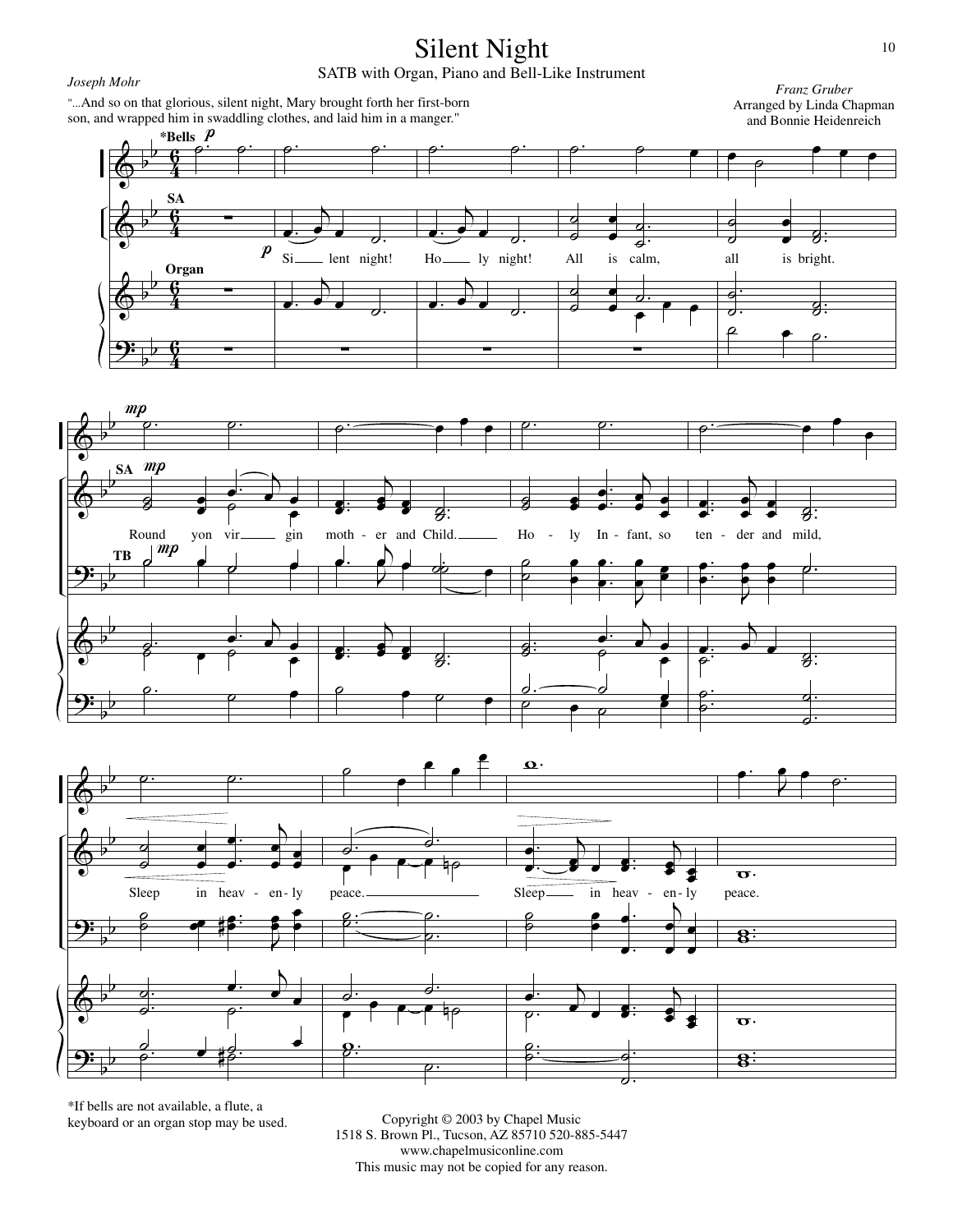# Silent Night

SATB with Organ, Piano and Bell-Like Instrument

*Joseph Mohr*

"...And so on that glorious, silent night, Mary brought forth her first-born son, and wrapped him in swaddling clothes, and laid him in a manger."

*Franz Gruber*
Arranged by Linda Chapman
and Bonnie Heidenreich

*Bells p*

SA

Si — lent night! Ho — ly night! All is calm, all is bright.

Organ

SA *mp*

Round yon vir — gin moth - er and Child. — Ho - ly In - fant, so ten - der and mild,

TB *mp*

Sleep in heav - en - ly peace. — Sleep — in heav - en - ly peace.

*If bells are not available, a flute, a keyboard or an organ stop may be used.

Copyright © 2003 by Chapel Music
1518 S. Brown Pl., Tucson, AZ 85710 520-885-5447
www.chapelmusiconline.com
This music may not be copied for any reason.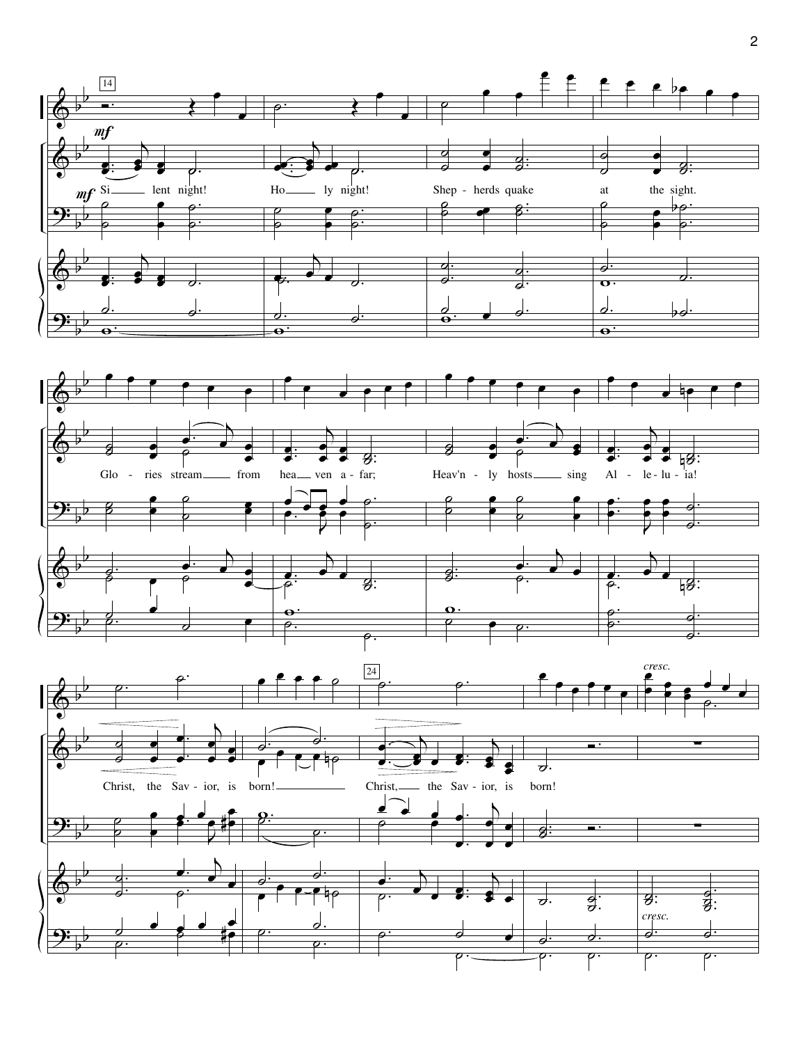14

*mf*

*mf* Si — lent night! Ho — ly night! Shep - herds quake at the sight.

Glo - ries stream — from hea — ven a - far; Heav'n - ly hosts — sing Al - le - lu - ia!

24

*cresc.*

Christ, the Sav - ior, is born! — Christ, — the Sav - ior, is born!

*cresc.*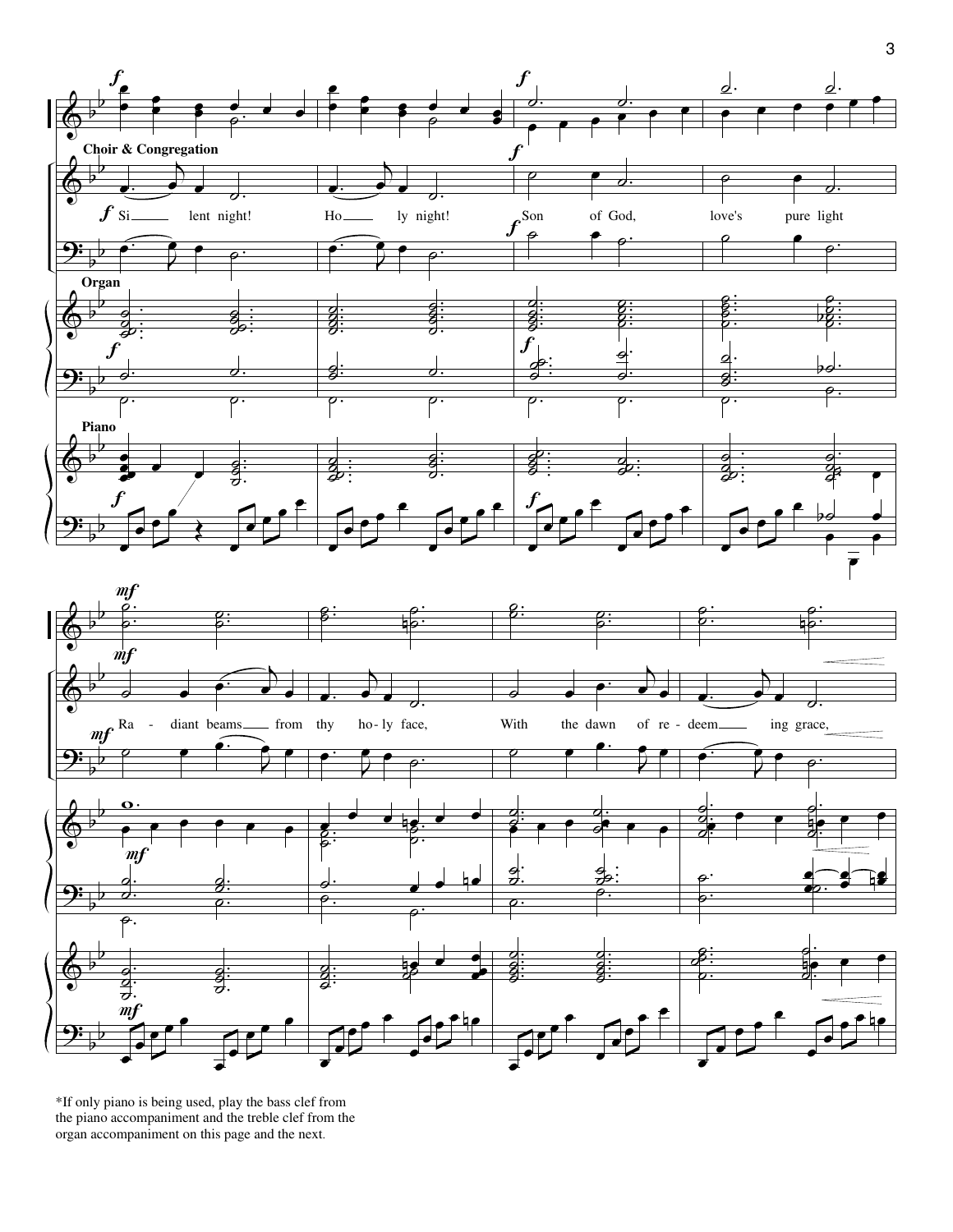Choir & Congregation

Si - lent night! Ho - ly night! Son of God, love's pure light

Ra - diant beams from thy ho - ly face, With the dawn of re - deem - ing grace,

Organ

Piano

*If only piano is being used, play the bass clef from the piano accompaniment and the treble clef from the organ accompaniment on this page and the next.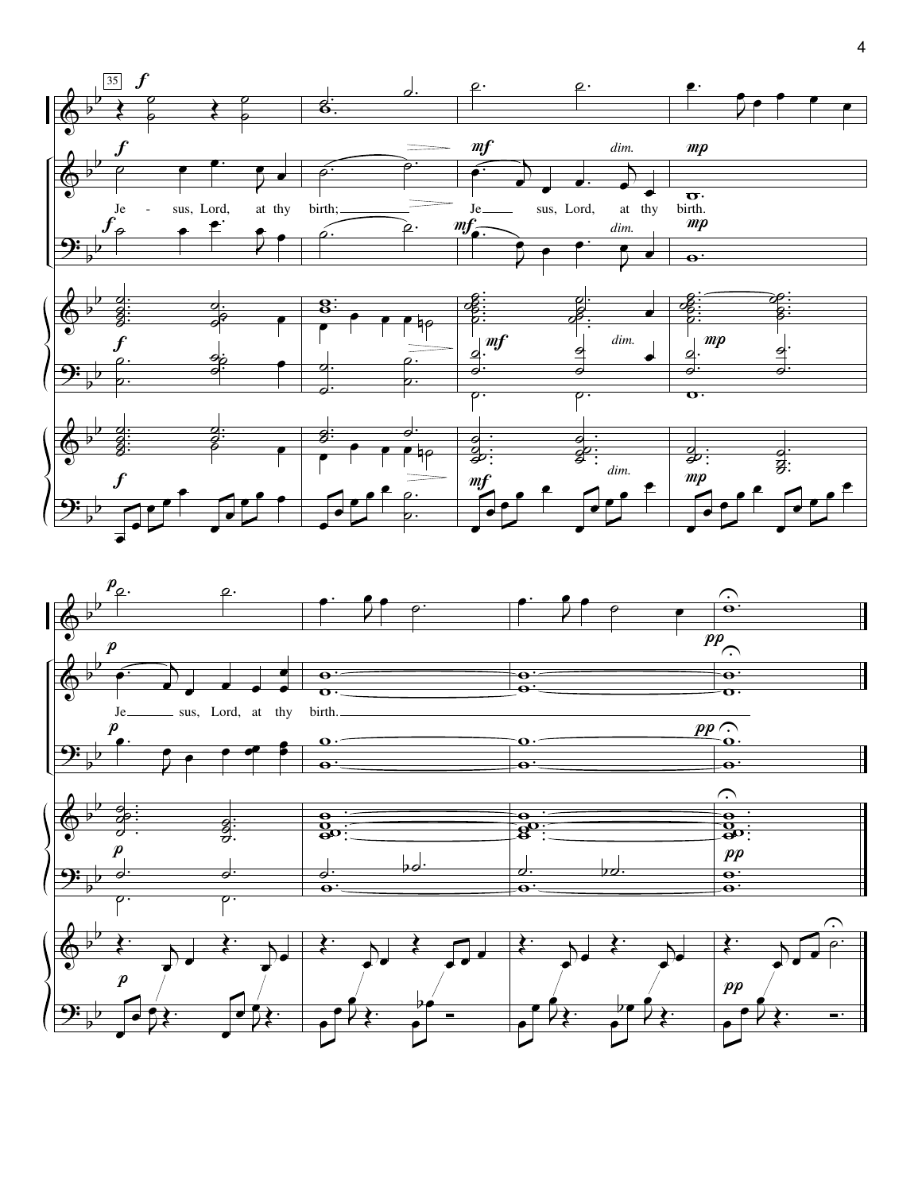Je - sus, Lord, at thy birth; Je sus, Lord, at thy birth.

Je sus, Lord, at thy birth.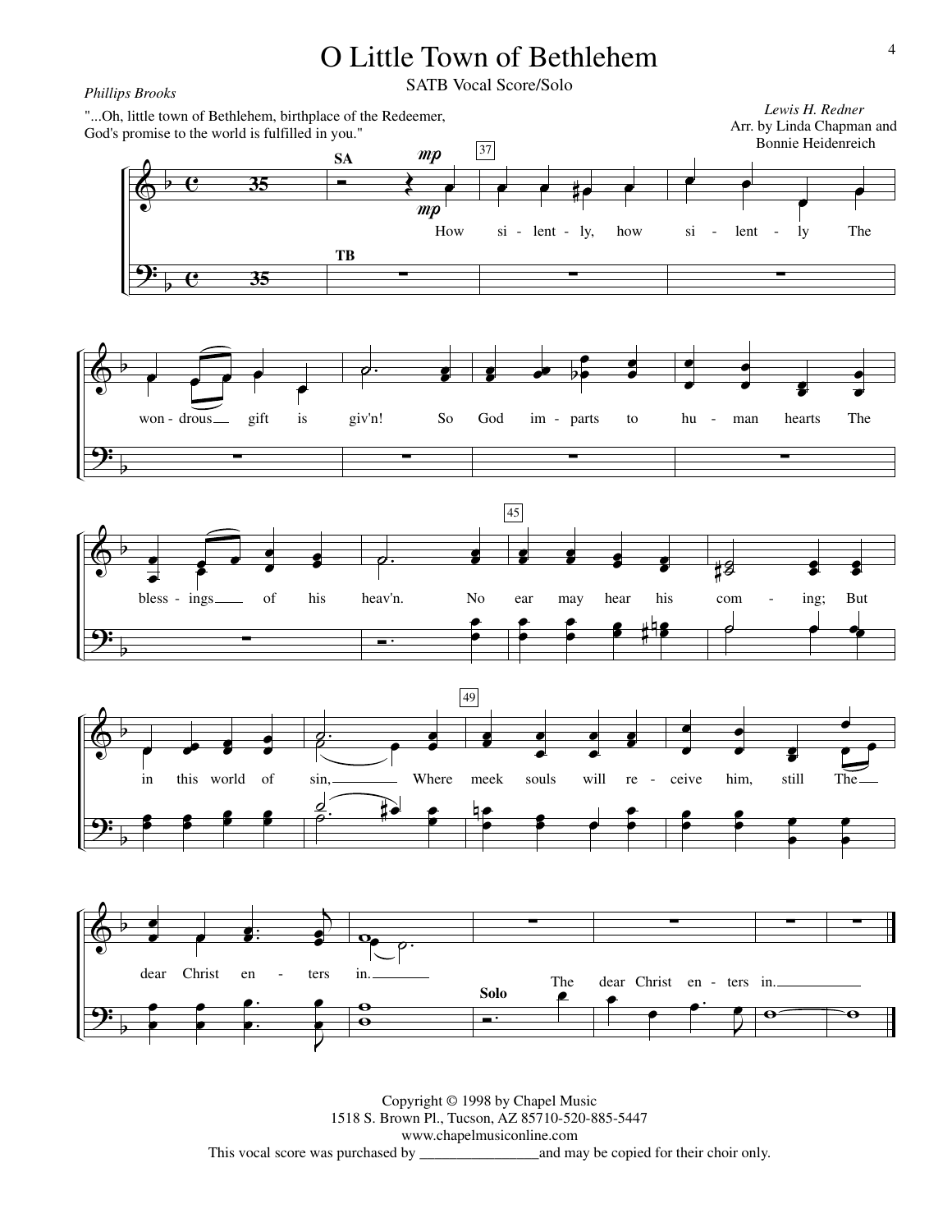# O Little Town of Bethlehem

SATB Vocal Score/Solo

*Phillips Brooks*

"...Oh, little town of Bethlehem, birthplace of the Redeemer, God's promise to the world is fulfilled in you."

*Lewis H. Redner*
Arr. by Linda Chapman and Bonnie Heidenreich

SA / TB

How silently, how silently The wondrous gift is giv'n! So God imparts to human hearts The blessings of his heav'n. No ear may hear his coming; But in this world of sin, Where meek souls will receive him, still The dear Christ enters in.

Solo: The dear Christ enters in.

Copyright © 1998 by Chapel Music
1518 S. Brown Pl., Tucson, AZ 85710-520-885-5447
www.chapelmusiconline.com
This vocal score was purchased by ________________and may be copied for their choir only.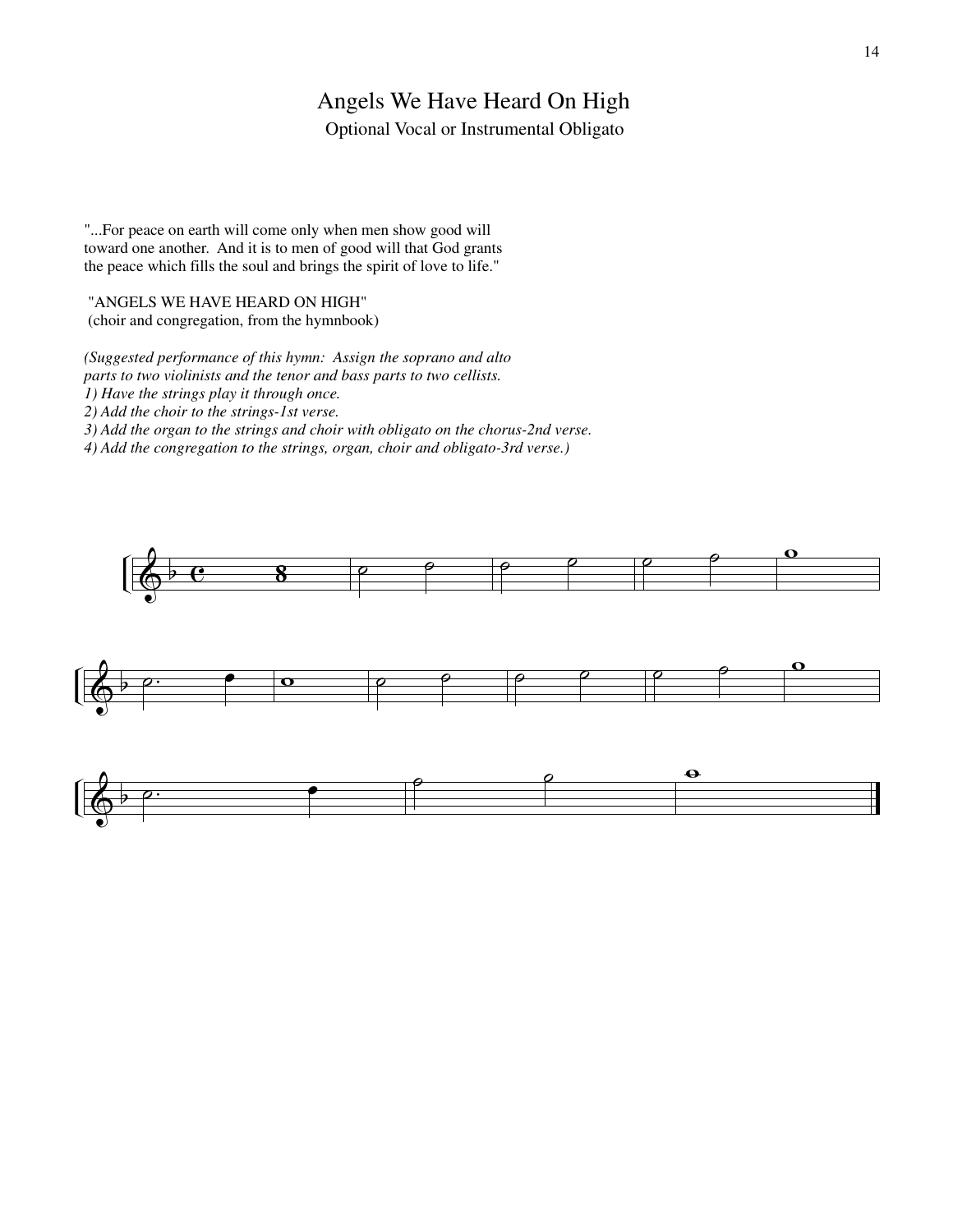# Angels We Have Heard On High

Optional Vocal or Instrumental Obligato

"...For peace on earth will come only when men show good will toward one another. And it is to men of good will that God grants the peace which fills the soul and brings the spirit of love to life."

"ANGELS WE HAVE HEARD ON HIGH"
(choir and congregation, from the hymnbook)

*(Suggested performance of this hymn: Assign the soprano and alto parts to two violinists and the tenor and bass parts to two cellists.*
*1) Have the strings play it through once.*
*2) Add the choir to the strings-1st verse.*
*3) Add the organ to the strings and choir with obligato on the chorus-2nd verse.*
*4) Add the congregation to the strings, organ, choir and obligato-3rd verse.)*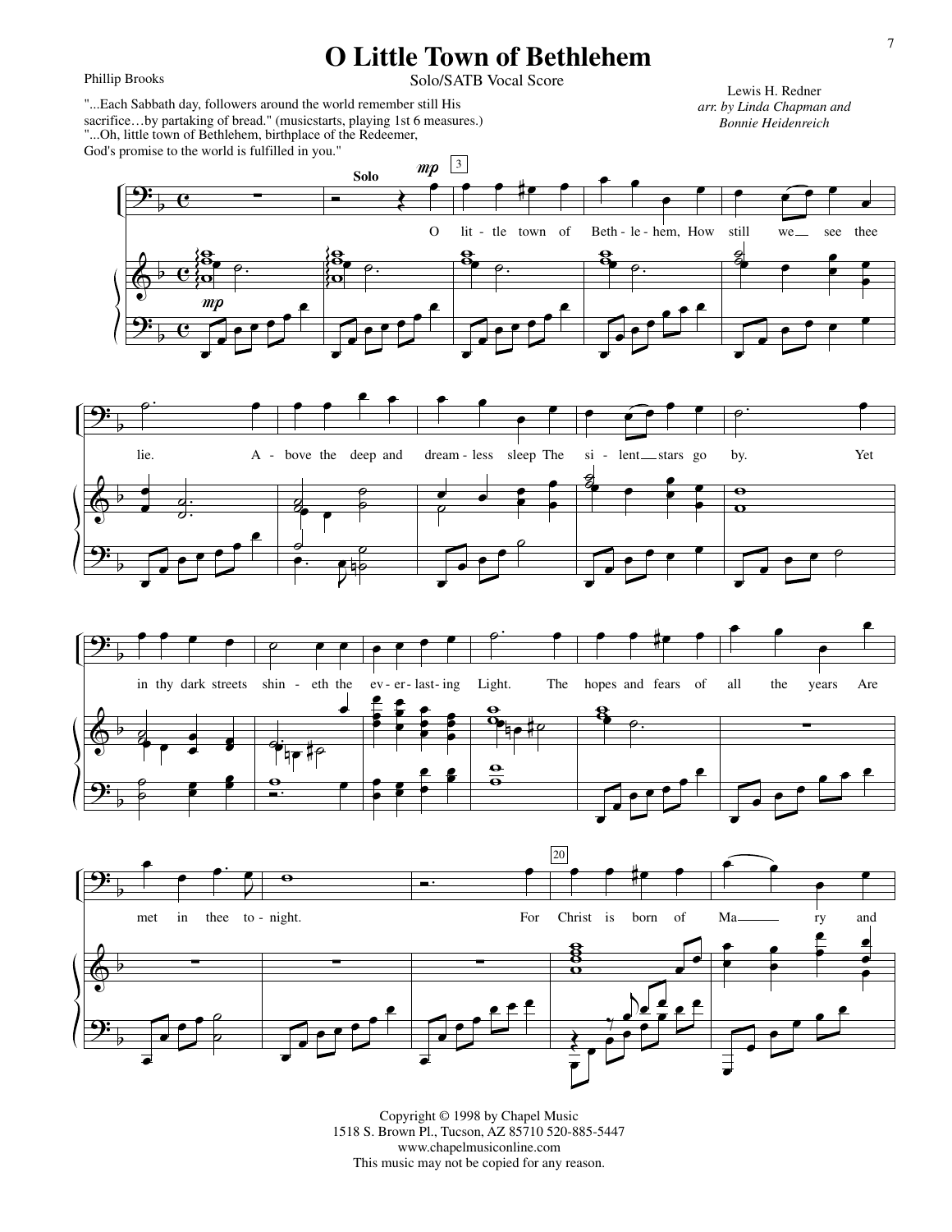# O Little Town of Bethlehem

Solo/SATB Vocal Score

Phillip Brooks

Lewis H. Redner
*arr. by Linda Chapman and Bonnie Heidenreich*

"...Each Sabbath day, followers around the world remember still His sacrifice…by partaking of bread." (musicstarts, playing 1st 6 measures.)
"...Oh, little town of Bethlehem, birthplace of the Redeemer, God's promise to the world is fulfilled in you."

Solo *mp*

O lit - tle town of Beth - le - hem, How still we see thee lie. A - bove the deep and dream - less sleep The si - lent stars go by. Yet in thy dark streets shin - eth the ev - er - last - ing Light. The hopes and fears of all the years Are met in thee to - night. For Christ is born of Ma - ry and

Copyright © 1998 by Chapel Music
1518 S. Brown Pl., Tucson, AZ 85710 520-885-5447
www.chapelmusiconline.com
This music may not be copied for any reason.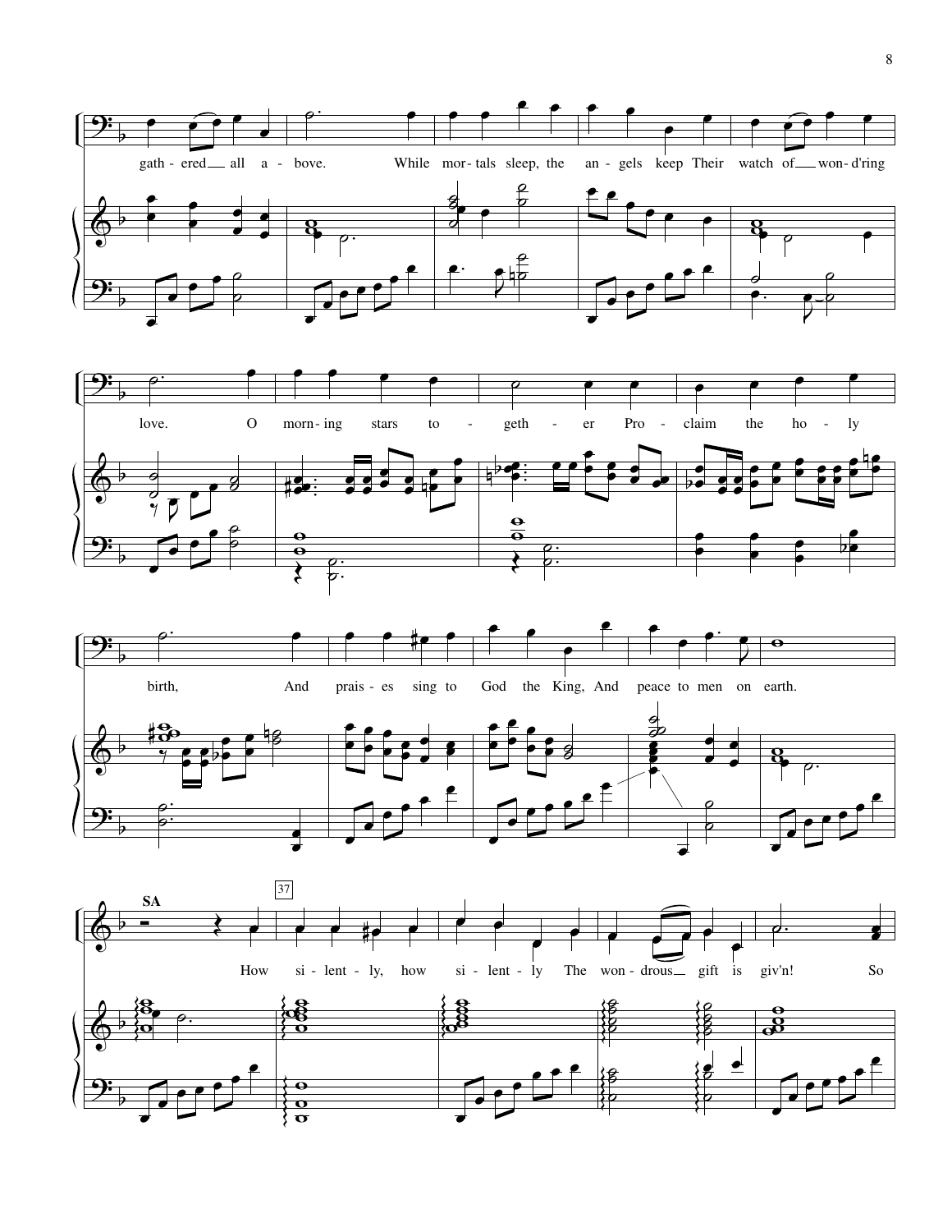gath - ered all a - bove. While mor - tals sleep, the an - gels keep Their watch of won - d'ring

love. O morn - ing stars to - geth - er Pro - claim the ho - ly

birth, And prais - es sing to God the King, And peace to men on earth.

**SA**

37

How si - lent - ly, how si - lent - ly The won - drous gift is giv'n! So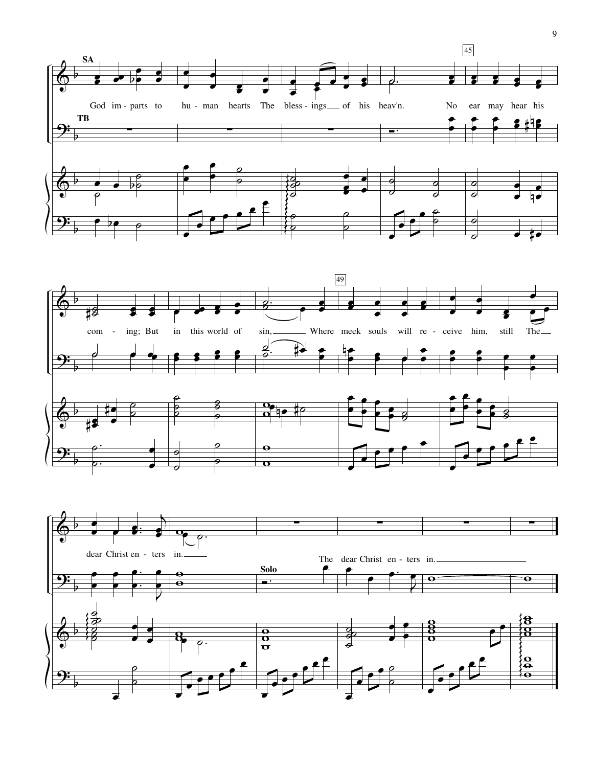**SA**

God im - parts to hu - man hearts The bless - ings of his heav'n. No ear may hear his

**TB**

45

com - ing; But in this world of sin, Where meek souls will re - ceive him, still The

49

dear Christ en - ters in.

**Solo**

The dear Christ en - ters in.